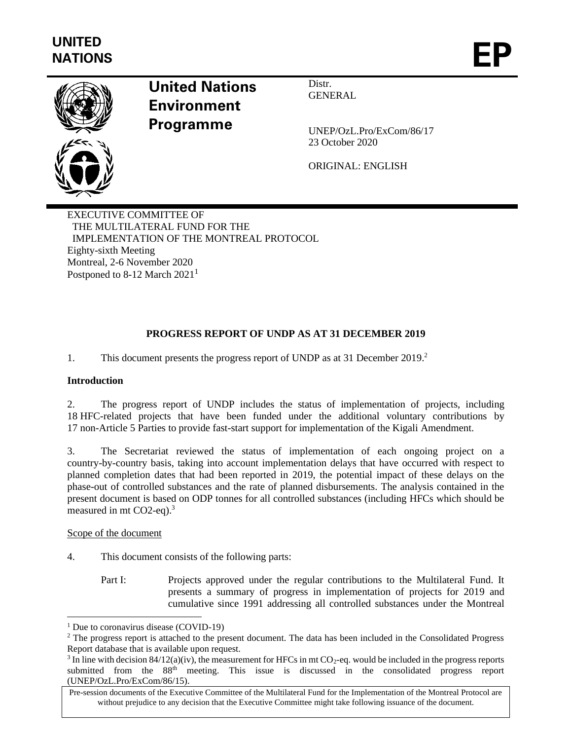UNITED NATIONS

# EP

**United Nations Environment Programme**

Distr.
GENERAL

UNEP/OzL.Pro/ExCom/86/17
23 October 2020

ORIGINAL: ENGLISH

EXECUTIVE COMMITTEE OF
THE MULTILATERAL FUND FOR THE
IMPLEMENTATION OF THE MONTREAL PROTOCOL
Eighty-sixth Meeting
Montreal, 2-6 November 2020
Postponed to 8-12 March 2021[1]

## PROGRESS REPORT OF UNDP AS AT 31 DECEMBER 2019

1. This document presents the progress report of UNDP as at 31 December 2019.[2]

**Introduction**

2. The progress report of UNDP includes the status of implementation of projects, including 18 HFC-related projects that have been funded under the additional voluntary contributions by 17 non-Article 5 Parties to provide fast-start support for implementation of the Kigali Amendment.

3. The Secretariat reviewed the status of implementation of each ongoing project on a country-by-country basis, taking into account implementation delays that have occurred with respect to planned completion dates that had been reported in 2019, the potential impact of these delays on the phase-out of controlled substances and the rate of planned disbursements. The analysis contained in the present document is based on ODP tonnes for all controlled substances (including HFCs which should be measured in mt CO2-eq).[3]

Scope of the document

4. This document consists of the following parts:

Part I: Projects approved under the regular contributions to the Multilateral Fund. It presents a summary of progress in implementation of projects for 2019 and cumulative since 1991 addressing all controlled substances under the Montreal

---

[1] Due to coronavirus disease (COVID-19)

[2] The progress report is attached to the present document. The data has been included in the Consolidated Progress Report database that is available upon request.

[3] In line with decision 84/12(a)(iv), the measurement for HFCs in mt $CO_2$-eq. would be included in the progress reports submitted from the 88th meeting. This issue is discussed in the consolidated progress report (UNEP/OzL.Pro/ExCom/86/15).

Pre-session documents of the Executive Committee of the Multilateral Fund for the Implementation of the Montreal Protocol are without prejudice to any decision that the Executive Committee might take following issuance of the document.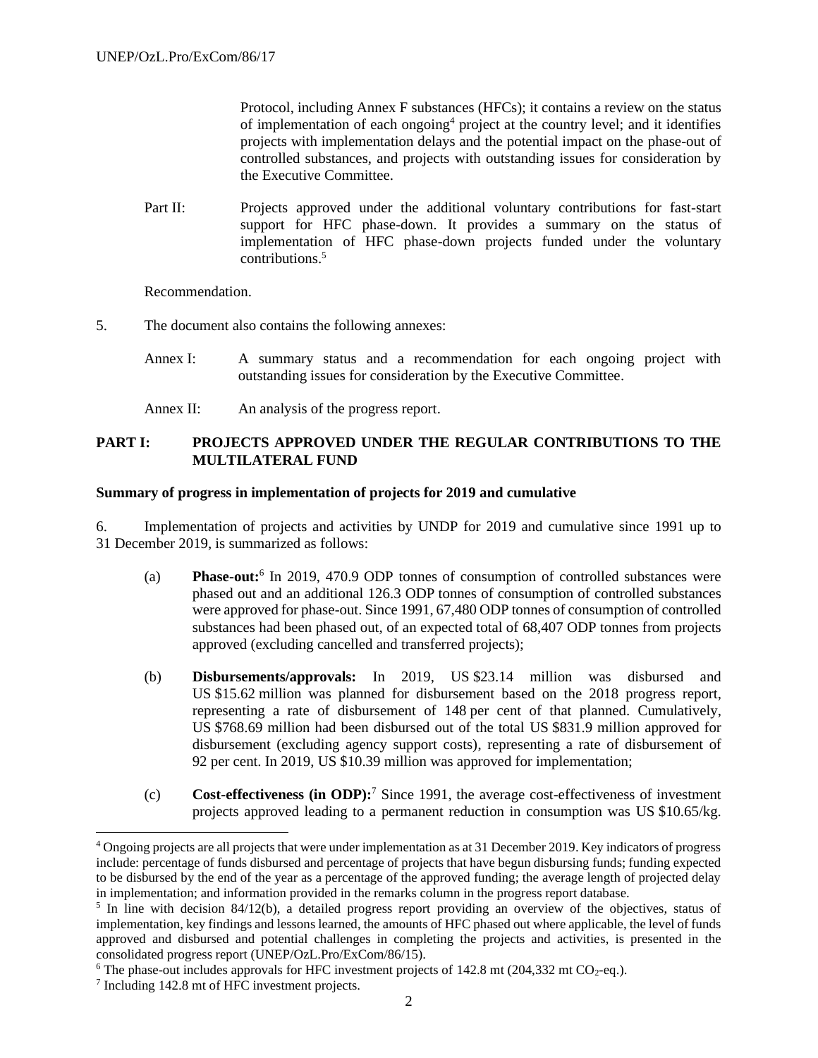Protocol, including Annex F substances (HFCs); it contains a review on the status of implementation of each ongoing[4] project at the country level; and it identifies projects with implementation delays and the potential impact on the phase-out of controlled substances, and projects with outstanding issues for consideration by the Executive Committee.

Part II: Projects approved under the additional voluntary contributions for fast-start support for HFC phase-down. It provides a summary on the status of implementation of HFC phase-down projects funded under the voluntary contributions.[5]

Recommendation.

5. The document also contains the following annexes:

Annex I: A summary status and a recommendation for each ongoing project with outstanding issues for consideration by the Executive Committee.

Annex II: An analysis of the progress report.

## PART I: PROJECTS APPROVED UNDER THE REGULAR CONTRIBUTIONS TO THE MULTILATERAL FUND

**Summary of progress in implementation of projects for 2019 and cumulative**

6. Implementation of projects and activities by UNDP for 2019 and cumulative since 1991 up to 31 December 2019, is summarized as follows:

(a) **Phase-out:**[6] In 2019, 470.9 ODP tonnes of consumption of controlled substances were phased out and an additional 126.3 ODP tonnes of consumption of controlled substances were approved for phase-out. Since 1991, 67,480 ODP tonnes of consumption of controlled substances had been phased out, of an expected total of 68,407 ODP tonnes from projects approved (excluding cancelled and transferred projects);

(b) **Disbursements/approvals:** In 2019, US $23.14 million was disbursed and US $15.62 million was planned for disbursement based on the 2018 progress report, representing a rate of disbursement of 148 per cent of that planned. Cumulatively, US $768.69 million had been disbursed out of the total US $831.9 million approved for disbursement (excluding agency support costs), representing a rate of disbursement of 92 per cent. In 2019, US $10.39 million was approved for implementation;

(c) **Cost-effectiveness (in ODP):**[7] Since 1991, the average cost-effectiveness of investment projects approved leading to a permanent reduction in consumption was US $10.65/kg.

---

[4] Ongoing projects are all projects that were under implementation as at 31 December 2019. Key indicators of progress include: percentage of funds disbursed and percentage of projects that have begun disbursing funds; funding expected to be disbursed by the end of the year as a percentage of the approved funding; the average length of projected delay in implementation; and information provided in the remarks column in the progress report database.

[5] In line with decision 84/12(b), a detailed progress report providing an overview of the objectives, status of implementation, key findings and lessons learned, the amounts of HFC phased out where applicable, the level of funds approved and disbursed and potential challenges in completing the projects and activities, is presented in the consolidated progress report (UNEP/OzL.Pro/ExCom/86/15).

[6] The phase-out includes approvals for HFC investment projects of 142.8 mt (204,332 mt $CO_2$-eq.).

[7] Including 142.8 mt of HFC investment projects.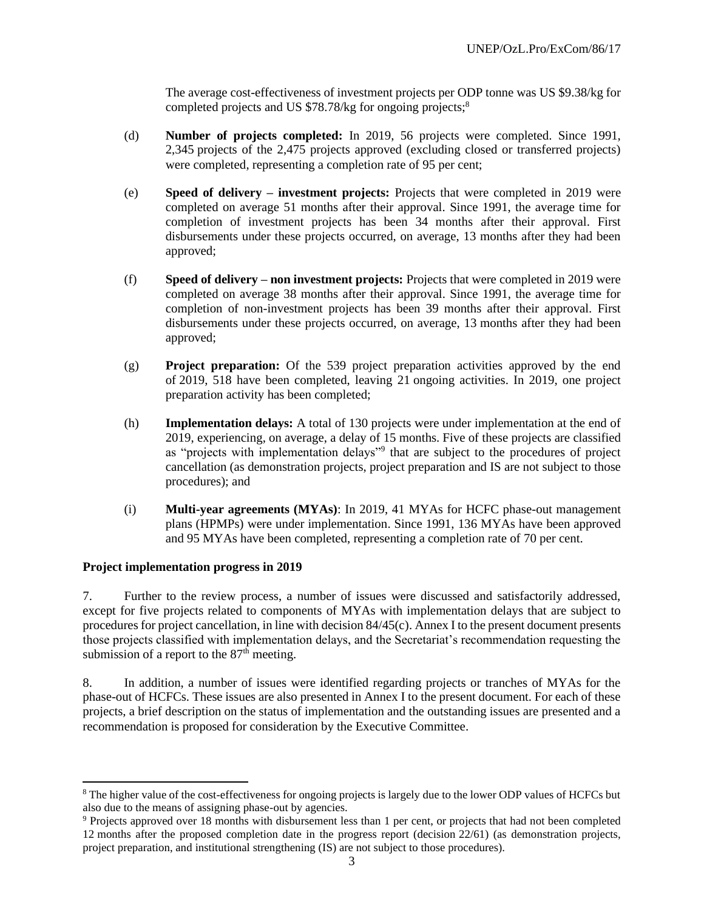The average cost-effectiveness of investment projects per ODP tonne was US $9.38/kg for completed projects and US $78.78/kg for ongoing projects;[8]

(d) **Number of projects completed:** In 2019, 56 projects were completed. Since 1991, 2,345 projects of the 2,475 projects approved (excluding closed or transferred projects) were completed, representing a completion rate of 95 per cent;

(e) **Speed of delivery – investment projects:** Projects that were completed in 2019 were completed on average 51 months after their approval. Since 1991, the average time for completion of investment projects has been 34 months after their approval. First disbursements under these projects occurred, on average, 13 months after they had been approved;

(f) **Speed of delivery – non investment projects:** Projects that were completed in 2019 were completed on average 38 months after their approval. Since 1991, the average time for completion of non-investment projects has been 39 months after their approval. First disbursements under these projects occurred, on average, 13 months after they had been approved;

(g) **Project preparation:** Of the 539 project preparation activities approved by the end of 2019, 518 have been completed, leaving 21 ongoing activities. In 2019, one project preparation activity has been completed;

(h) **Implementation delays:** A total of 130 projects were under implementation at the end of 2019, experiencing, on average, a delay of 15 months. Five of these projects are classified as "projects with implementation delays"[9] that are subject to the procedures of project cancellation (as demonstration projects, project preparation and IS are not subject to those procedures); and

(i) **Multi-year agreements (MYAs)**: In 2019, 41 MYAs for HCFC phase-out management plans (HPMPs) were under implementation. Since 1991, 136 MYAs have been approved and 95 MYAs have been completed, representing a completion rate of 70 per cent.

**Project implementation progress in 2019**

7. Further to the review process, a number of issues were discussed and satisfactorily addressed, except for five projects related to components of MYAs with implementation delays that are subject to procedures for project cancellation, in line with decision 84/45(c). Annex I to the present document presents those projects classified with implementation delays, and the Secretariat's recommendation requesting the submission of a report to the 87th meeting.

8. In addition, a number of issues were identified regarding projects or tranches of MYAs for the phase-out of HCFCs. These issues are also presented in Annex I to the present document. For each of these projects, a brief description on the status of implementation and the outstanding issues are presented and a recommendation is proposed for consideration by the Executive Committee.

[8] The higher value of the cost-effectiveness for ongoing projects is largely due to the lower ODP values of HCFCs but also due to the means of assigning phase-out by agencies.

[9] Projects approved over 18 months with disbursement less than 1 per cent, or projects that had not been completed 12 months after the proposed completion date in the progress report (decision 22/61) (as demonstration projects, project preparation, and institutional strengthening (IS) are not subject to those procedures).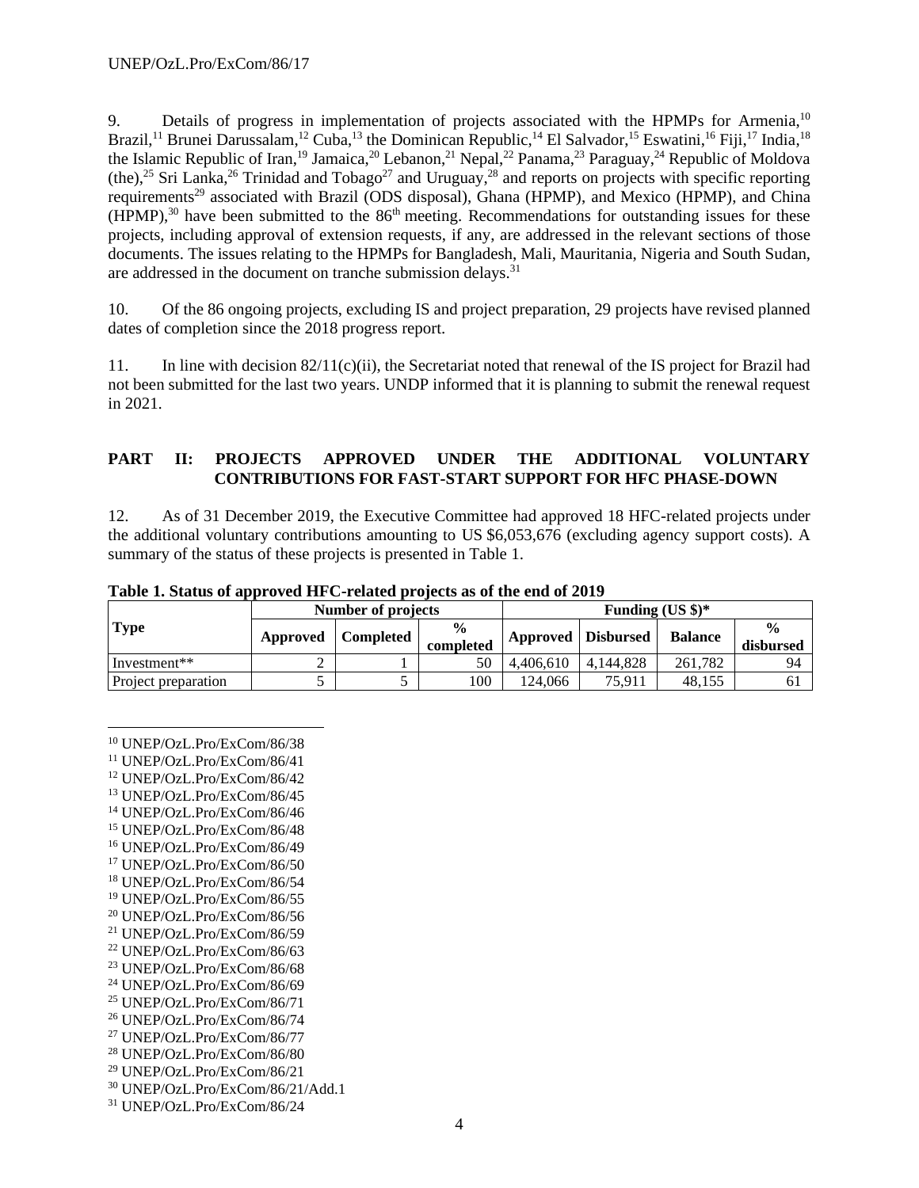9. Details of progress in implementation of projects associated with the HPMPs for Armenia,[10] Brazil,[11] Brunei Darussalam,[12] Cuba,[13] the Dominican Republic,[14] El Salvador,[15] Eswatini,[16] Fiji,[17] India,[18] the Islamic Republic of Iran,[19] Jamaica,[20] Lebanon,[21] Nepal,[22] Panama,[23] Paraguay,[24] Republic of Moldova (the),[25] Sri Lanka,[26] Trinidad and Tobago[27] and Uruguay,[28] and reports on projects with specific reporting requirements[29] associated with Brazil (ODS disposal), Ghana (HPMP), and Mexico (HPMP), and China (HPMP),[30] have been submitted to the 86th meeting. Recommendations for outstanding issues for these projects, including approval of extension requests, if any, are addressed in the relevant sections of those documents. The issues relating to the HPMPs for Bangladesh, Mali, Mauritania, Nigeria and South Sudan, are addressed in the document on tranche submission delays.[31]

10. Of the 86 ongoing projects, excluding IS and project preparation, 29 projects have revised planned dates of completion since the 2018 progress report.

11. In line with decision 82/11(c)(ii), the Secretariat noted that renewal of the IS project for Brazil had not been submitted for the last two years. UNDP informed that it is planning to submit the renewal request in 2021.

## PART II: PROJECTS APPROVED UNDER THE ADDITIONAL VOLUNTARY CONTRIBUTIONS FOR FAST-START SUPPORT FOR HFC PHASE-DOWN

12. As of 31 December 2019, the Executive Committee had approved 18 HFC-related projects under the additional voluntary contributions amounting to US $6,053,676 (excluding agency support costs). A summary of the status of these projects is presented in Table 1.

**Table 1. Status of approved HFC-related projects as of the end of 2019**

| Type | Number of projects | | | Funding (US $)* | | | |
|---|---|---|---|---|---|---|---|
| | Approved | Completed | % completed | Approved | Disbursed | Balance | % disbursed |
| Investment** | 2 | 1 | 50 | 4,406,610 | 4,144,828 | 261,782 | 94 |
| Project preparation | 5 | 5 | 100 | 124,066 | 75,911 | 48,155 | 61 |

[10] UNEP/OzL.Pro/ExCom/86/38
[11] UNEP/OzL.Pro/ExCom/86/41
[12] UNEP/OzL.Pro/ExCom/86/42
[13] UNEP/OzL.Pro/ExCom/86/45
[14] UNEP/OzL.Pro/ExCom/86/46
[15] UNEP/OzL.Pro/ExCom/86/48
[16] UNEP/OzL.Pro/ExCom/86/49
[17] UNEP/OzL.Pro/ExCom/86/50
[18] UNEP/OzL.Pro/ExCom/86/54
[19] UNEP/OzL.Pro/ExCom/86/55
[20] UNEP/OzL.Pro/ExCom/86/56
[21] UNEP/OzL.Pro/ExCom/86/59
[22] UNEP/OzL.Pro/ExCom/86/63
[23] UNEP/OzL.Pro/ExCom/86/68
[24] UNEP/OzL.Pro/ExCom/86/69
[25] UNEP/OzL.Pro/ExCom/86/71
[26] UNEP/OzL.Pro/ExCom/86/74
[27] UNEP/OzL.Pro/ExCom/86/77
[28] UNEP/OzL.Pro/ExCom/86/80
[29] UNEP/OzL.Pro/ExCom/86/21
[30] UNEP/OzL.Pro/ExCom/86/21/Add.1
[31] UNEP/OzL.Pro/ExCom/86/24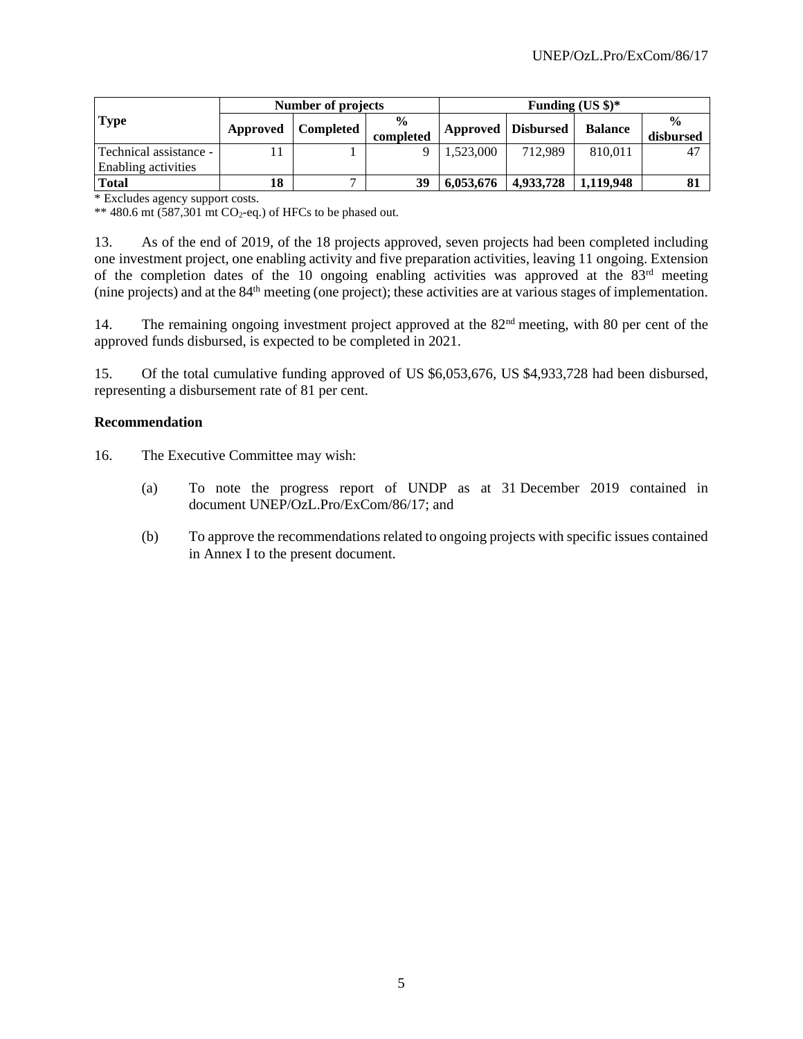| Type | Number of projects | | | Funding (US $)* | | | |
|---|---|---|---|---|---|---|---|
| | Approved | Completed | % completed | Approved | Disbursed | Balance | % disbursed |
| Technical assistance - Enabling activities | 11 | 1 | 9 | 1,523,000 | 712,989 | 810,011 | 47 |
| **Total** | **18** | 7 | **39** | **6,053,676** | **4,933,728** | **1,119,948** | **81** |

\* Excludes agency support costs.

** 480.6 mt (587,301 mt $CO_2$-eq.) of HFCs to be phased out.

13. As of the end of 2019, of the 18 projects approved, seven projects had been completed including one investment project, one enabling activity and five preparation activities, leaving 11 ongoing. Extension of the completion dates of the 10 ongoing enabling activities was approved at the 83rd meeting (nine projects) and at the 84th meeting (one project); these activities are at various stages of implementation.

14. The remaining ongoing investment project approved at the 82nd meeting, with 80 per cent of the approved funds disbursed, is expected to be completed in 2021.

15. Of the total cumulative funding approved of US $6,053,676, US $4,933,728 had been disbursed, representing a disbursement rate of 81 per cent.

**Recommendation**

16. The Executive Committee may wish:

(a) To note the progress report of UNDP as at 31 December 2019 contained in document UNEP/OzL.Pro/ExCom/86/17; and

(b) To approve the recommendations related to ongoing projects with specific issues contained in Annex I to the present document.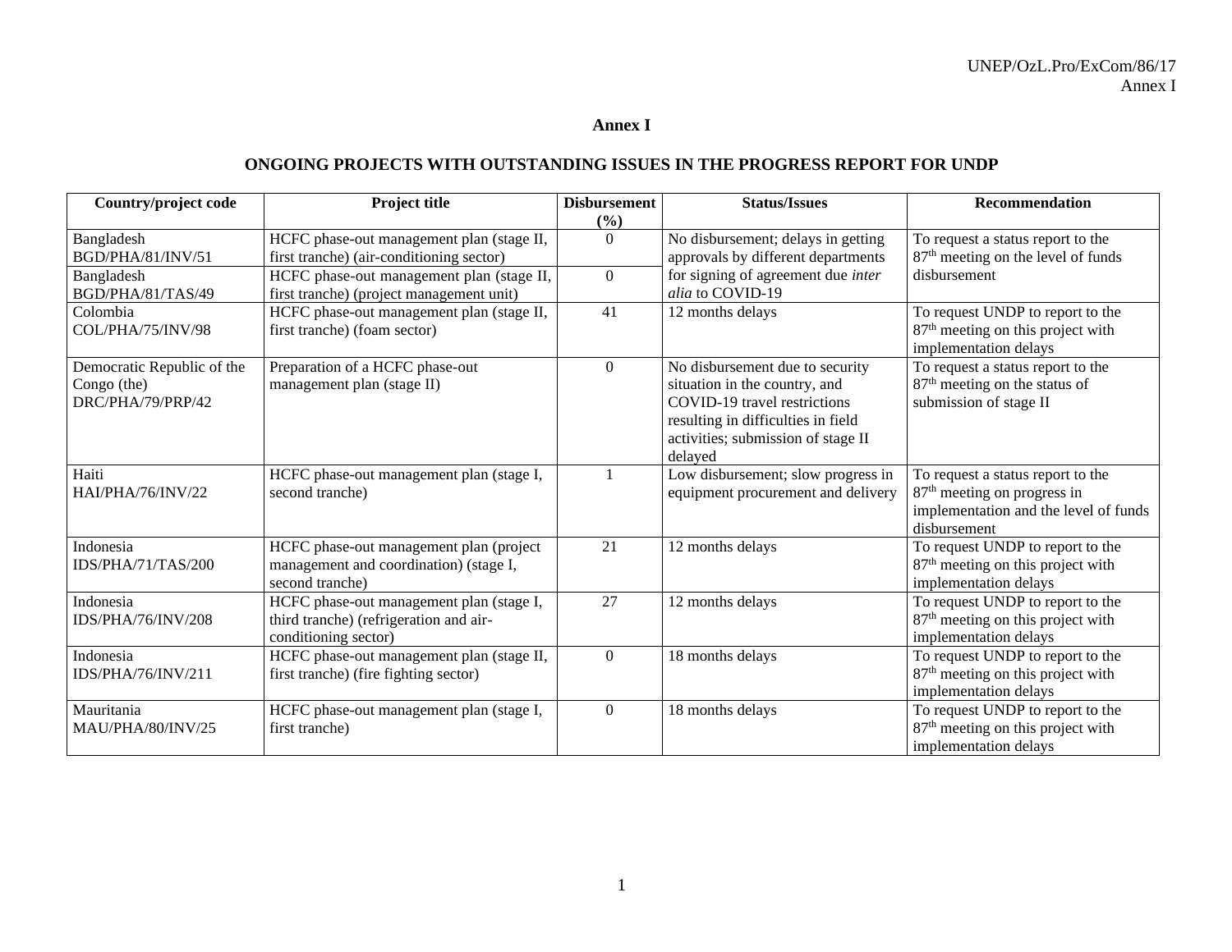# Annex I

## ONGOING PROJECTS WITH OUTSTANDING ISSUES IN THE PROGRESS REPORT FOR UNDP

| Country/project code | Project title | Disbursement (%) | Status/Issues | Recommendation |
|---|---|---|---|---|
| Bangladesh BGD/PHA/81/INV/51 | HCFC phase-out management plan (stage II, first tranche) (air-conditioning sector) | 0 | No disbursement; delays in getting approvals by different departments for signing of agreement due *inter alia* to COVID-19 | To request a status report to the 87th meeting on the level of funds disbursement |
| Bangladesh BGD/PHA/81/TAS/49 | HCFC phase-out management plan (stage II, first tranche) (project management unit) | 0 | | |
| Colombia COL/PHA/75/INV/98 | HCFC phase-out management plan (stage II, first tranche) (foam sector) | 41 | 12 months delays | To request UNDP to report to the 87th meeting on this project with implementation delays |
| Democratic Republic of the Congo (the) DRC/PHA/79/PRP/42 | Preparation of a HCFC phase-out management plan (stage II) | 0 | No disbursement due to security situation in the country, and COVID-19 travel restrictions resulting in difficulties in field activities; submission of stage II delayed | To request a status report to the 87th meeting on the status of submission of stage II |
| Haiti HAI/PHA/76/INV/22 | HCFC phase-out management plan (stage I, second tranche) | 1 | Low disbursement; slow progress in equipment procurement and delivery | To request a status report to the 87th meeting on progress in implementation and the level of funds disbursement |
| Indonesia IDS/PHA/71/TAS/200 | HCFC phase-out management plan (project management and coordination) (stage I, second tranche) | 21 | 12 months delays | To request UNDP to report to the 87th meeting on this project with implementation delays |
| Indonesia IDS/PHA/76/INV/208 | HCFC phase-out management plan (stage I, third tranche) (refrigeration and air-conditioning sector) | 27 | 12 months delays | To request UNDP to report to the 87th meeting on this project with implementation delays |
| Indonesia IDS/PHA/76/INV/211 | HCFC phase-out management plan (stage II, first tranche) (fire fighting sector) | 0 | 18 months delays | To request UNDP to report to the 87th meeting on this project with implementation delays |
| Mauritania MAU/PHA/80/INV/25 | HCFC phase-out management plan (stage I, first tranche) | 0 | 18 months delays | To request UNDP to report to the 87th meeting on this project with implementation delays |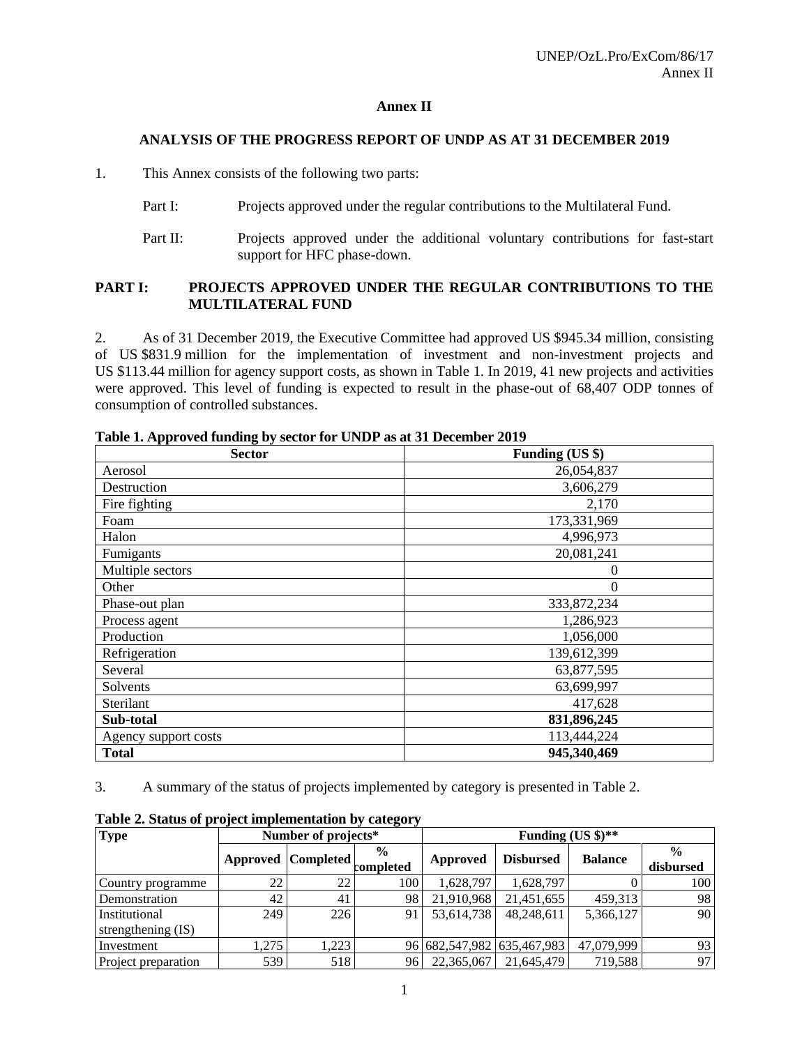# Annex II

## ANALYSIS OF THE PROGRESS REPORT OF UNDP AS AT 31 DECEMBER 2019

1. This Annex consists of the following two parts:

   Part I: Projects approved under the regular contributions to the Multilateral Fund.

   Part II: Projects approved under the additional voluntary contributions for fast-start support for HFC phase-down.

## PART I: PROJECTS APPROVED UNDER THE REGULAR CONTRIBUTIONS TO THE MULTILATERAL FUND

2. As of 31 December 2019, the Executive Committee had approved US $945.34 million, consisting of US $831.9 million for the implementation of investment and non-investment projects and US $113.44 million for agency support costs, as shown in Table 1. In 2019, 41 new projects and activities were approved. This level of funding is expected to result in the phase-out of 68,407 ODP tonnes of consumption of controlled substances.

**Table 1. Approved funding by sector for UNDP as at 31 December 2019**

| Sector | Funding (US $) |
|---|---|
| Aerosol | 26,054,837 |
| Destruction | 3,606,279 |
| Fire fighting | 2,170 |
| Foam | 173,331,969 |
| Halon | 4,996,973 |
| Fumigants | 20,081,241 |
| Multiple sectors | 0 |
| Other | 0 |
| Phase-out plan | 333,872,234 |
| Process agent | 1,286,923 |
| Production | 1,056,000 |
| Refrigeration | 139,612,399 |
| Several | 63,877,595 |
| Solvents | 63,699,997 |
| Sterilant | 417,628 |
| **Sub-total** | **831,896,245** |
| Agency support costs | 113,444,224 |
| **Total** | **945,340,469** |

3. A summary of the status of projects implemented by category is presented in Table 2.

**Table 2. Status of project implementation by category**

| Type | Number of projects* | | | Funding (US $)** | | | |
|---|---|---|---|---|---|---|---|
| | Approved | Completed | % completed | Approved | Disbursed | Balance | % disbursed |
| Country programme | 22 | 22 | 100 | 1,628,797 | 1,628,797 | 0 | 100 |
| Demonstration | 42 | 41 | 98 | 21,910,968 | 21,451,655 | 459,313 | 98 |
| Institutional strengthening (IS) | 249 | 226 | 91 | 53,614,738 | 48,248,611 | 5,366,127 | 90 |
| Investment | 1,275 | 1,223 | 96 | 682,547,982 | 635,467,983 | 47,079,999 | 93 |
| Project preparation | 539 | 518 | 96 | 22,365,067 | 21,645,479 | 719,588 | 97 |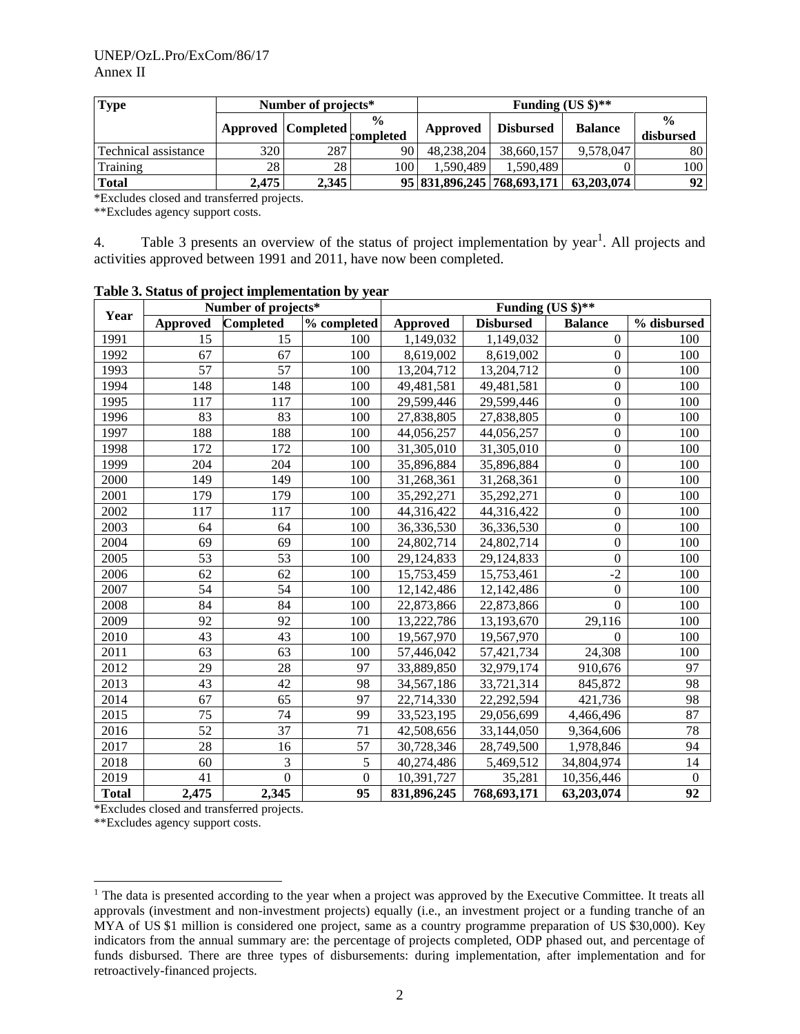| Type | Number of projects* | | | Funding (US $)** | | | |
|---|---|---|---|---|---|---|---|
| | Approved | Completed | % completed | Approved | Disbursed | Balance | % disbursed |
| Technical assistance | 320 | 287 | 90 | 48,238,204 | 38,660,157 | 9,578,047 | 80 |
| Training | 28 | 28 | 100 | 1,590,489 | 1,590,489 | 0 | 100 |
| **Total** | **2,475** | **2,345** | **95** | **831,896,245** | **768,693,171** | **63,203,074** | **92** |

*Excludes closed and transferred projects.
**Excludes agency support costs.

4. Table 3 presents an overview of the status of project implementation by year[1]. All projects and activities approved between 1991 and 2011, have now been completed.

**Table 3. Status of project implementation by year**

| Year | Number of projects* | | | Funding (US $)** | | | |
|---|---|---|---|---|---|---|---|
| | Approved | Completed | % completed | Approved | Disbursed | Balance | % disbursed |
| 1991 | 15 | 15 | 100 | 1,149,032 | 1,149,032 | 0 | 100 |
| 1992 | 67 | 67 | 100 | 8,619,002 | 8,619,002 | 0 | 100 |
| 1993 | 57 | 57 | 100 | 13,204,712 | 13,204,712 | 0 | 100 |
| 1994 | 148 | 148 | 100 | 49,481,581 | 49,481,581 | 0 | 100 |
| 1995 | 117 | 117 | 100 | 29,599,446 | 29,599,446 | 0 | 100 |
| 1996 | 83 | 83 | 100 | 27,838,805 | 27,838,805 | 0 | 100 |
| 1997 | 188 | 188 | 100 | 44,056,257 | 44,056,257 | 0 | 100 |
| 1998 | 172 | 172 | 100 | 31,305,010 | 31,305,010 | 0 | 100 |
| 1999 | 204 | 204 | 100 | 35,896,884 | 35,896,884 | 0 | 100 |
| 2000 | 149 | 149 | 100 | 31,268,361 | 31,268,361 | 0 | 100 |
| 2001 | 179 | 179 | 100 | 35,292,271 | 35,292,271 | 0 | 100 |
| 2002 | 117 | 117 | 100 | 44,316,422 | 44,316,422 | 0 | 100 |
| 2003 | 64 | 64 | 100 | 36,336,530 | 36,336,530 | 0 | 100 |
| 2004 | 69 | 69 | 100 | 24,802,714 | 24,802,714 | 0 | 100 |
| 2005 | 53 | 53 | 100 | 29,124,833 | 29,124,833 | 0 | 100 |
| 2006 | 62 | 62 | 100 | 15,753,459 | 15,753,461 | -2 | 100 |
| 2007 | 54 | 54 | 100 | 12,142,486 | 12,142,486 | 0 | 100 |
| 2008 | 84 | 84 | 100 | 22,873,866 | 22,873,866 | 0 | 100 |
| 2009 | 92 | 92 | 100 | 13,222,786 | 13,193,670 | 29,116 | 100 |
| 2010 | 43 | 43 | 100 | 19,567,970 | 19,567,970 | 0 | 100 |
| 2011 | 63 | 63 | 100 | 57,446,042 | 57,421,734 | 24,308 | 100 |
| 2012 | 29 | 28 | 97 | 33,889,850 | 32,979,174 | 910,676 | 97 |
| 2013 | 43 | 42 | 98 | 34,567,186 | 33,721,314 | 845,872 | 98 |
| 2014 | 67 | 65 | 97 | 22,714,330 | 22,292,594 | 421,736 | 98 |
| 2015 | 75 | 74 | 99 | 33,523,195 | 29,056,699 | 4,466,496 | 87 |
| 2016 | 52 | 37 | 71 | 42,508,656 | 33,144,050 | 9,364,606 | 78 |
| 2017 | 28 | 16 | 57 | 30,728,346 | 28,749,500 | 1,978,846 | 94 |
| 2018 | 60 | 3 | 5 | 40,274,486 | 5,469,512 | 34,804,974 | 14 |
| 2019 | 41 | 0 | 0 | 10,391,727 | 35,281 | 10,356,446 | 0 |
| **Total** | **2,475** | **2,345** | **95** | **831,896,245** | **768,693,171** | **63,203,074** | **92** |

*Excludes closed and transferred projects.
**Excludes agency support costs.

[1] The data is presented according to the year when a project was approved by the Executive Committee. It treats all approvals (investment and non-investment projects) equally (i.e., an investment project or a funding tranche of an MYA of US $1 million is considered one project, same as a country programme preparation of US $30,000). Key indicators from the annual summary are: the percentage of projects completed, ODP phased out, and percentage of funds disbursed. There are three types of disbursements: during implementation, after implementation and for retroactively-financed projects.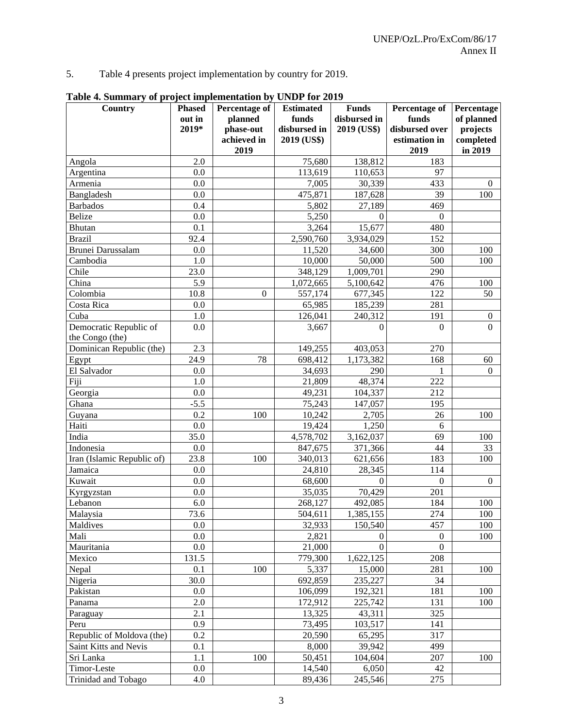5. Table 4 presents project implementation by country for 2019.

**Table 4. Summary of project implementation by UNDP for 2019**

| Country | Phased out in 2019* | Percentage of planned phase-out achieved in 2019 | Estimated funds disbursed in 2019 (US$) | Funds disbursed in 2019 (US$) | Percentage of funds disbursed over estimation in 2019 | Percentage of planned projects completed in 2019 |
|---|---|---|---|---|---|---|
| Angola | 2.0 | | 75,680 | 138,812 | 183 | |
| Argentina | 0.0 | | 113,619 | 110,653 | 97 | |
| Armenia | 0.0 | | 7,005 | 30,339 | 433 | 0 |
| Bangladesh | 0.0 | | 475,871 | 187,628 | 39 | 100 |
| Barbados | 0.4 | | 5,802 | 27,189 | 469 | |
| Belize | 0.0 | | 5,250 | 0 | 0 | |
| Bhutan | 0.1 | | 3,264 | 15,677 | 480 | |
| Brazil | 92.4 | | 2,590,760 | 3,934,029 | 152 | |
| Brunei Darussalam | 0.0 | | 11,520 | 34,600 | 300 | 100 |
| Cambodia | 1.0 | | 10,000 | 50,000 | 500 | 100 |
| Chile | 23.0 | | 348,129 | 1,009,701 | 290 | |
| China | 5.9 | | 1,072,665 | 5,100,642 | 476 | 100 |
| Colombia | 10.8 | 0 | 557,174 | 677,345 | 122 | 50 |
| Costa Rica | 0.0 | | 65,985 | 185,239 | 281 | |
| Cuba | 1.0 | | 126,041 | 240,312 | 191 | 0 |
| Democratic Republic of the Congo (the) | 0.0 | | 3,667 | 0 | 0 | 0 |
| Dominican Republic (the) | 2.3 | | 149,255 | 403,053 | 270 | |
| Egypt | 24.9 | 78 | 698,412 | 1,173,382 | 168 | 60 |
| El Salvador | 0.0 | | 34,693 | 290 | 1 | 0 |
| Fiji | 1.0 | | 21,809 | 48,374 | 222 | |
| Georgia | 0.0 | | 49,231 | 104,337 | 212 | |
| Ghana | -5.5 | | 75,243 | 147,057 | 195 | |
| Guyana | 0.2 | 100 | 10,242 | 2,705 | 26 | 100 |
| Haiti | 0.0 | | 19,424 | 1,250 | 6 | |
| India | 35.0 | | 4,578,702 | 3,162,037 | 69 | 100 |
| Indonesia | 0.0 | | 847,675 | 371,366 | 44 | 33 |
| Iran (Islamic Republic of) | 23.8 | 100 | 340,013 | 621,656 | 183 | 100 |
| Jamaica | 0.0 | | 24,810 | 28,345 | 114 | |
| Kuwait | 0.0 | | 68,600 | 0 | 0 | 0 |
| Kyrgyzstan | 0.0 | | 35,035 | 70,429 | 201 | |
| Lebanon | 6.0 | | 268,127 | 492,085 | 184 | 100 |
| Malaysia | 73.6 | | 504,611 | 1,385,155 | 274 | 100 |
| Maldives | 0.0 | | 32,933 | 150,540 | 457 | 100 |
| Mali | 0.0 | | 2,821 | 0 | 0 | 100 |
| Mauritania | 0.0 | | 21,000 | 0 | 0 | |
| Mexico | 131.5 | | 779,300 | 1,622,125 | 208 | |
| Nepal | 0.1 | 100 | 5,337 | 15,000 | 281 | 100 |
| Nigeria | 30.0 | | 692,859 | 235,227 | 34 | |
| Pakistan | 0.0 | | 106,099 | 192,321 | 181 | 100 |
| Panama | 2.0 | | 172,912 | 225,742 | 131 | 100 |
| Paraguay | 2.1 | | 13,325 | 43,311 | 325 | |
| Peru | 0.9 | | 73,495 | 103,517 | 141 | |
| Republic of Moldova (the) | 0.2 | | 20,590 | 65,295 | 317 | |
| Saint Kitts and Nevis | 0.1 | | 8,000 | 39,942 | 499 | |
| Sri Lanka | 1.1 | 100 | 50,451 | 104,604 | 207 | 100 |
| Timor-Leste | 0.0 | | 14,540 | 6,050 | 42 | |
| Trinidad and Tobago | 4.0 | | 89,436 | 245,546 | 275 | |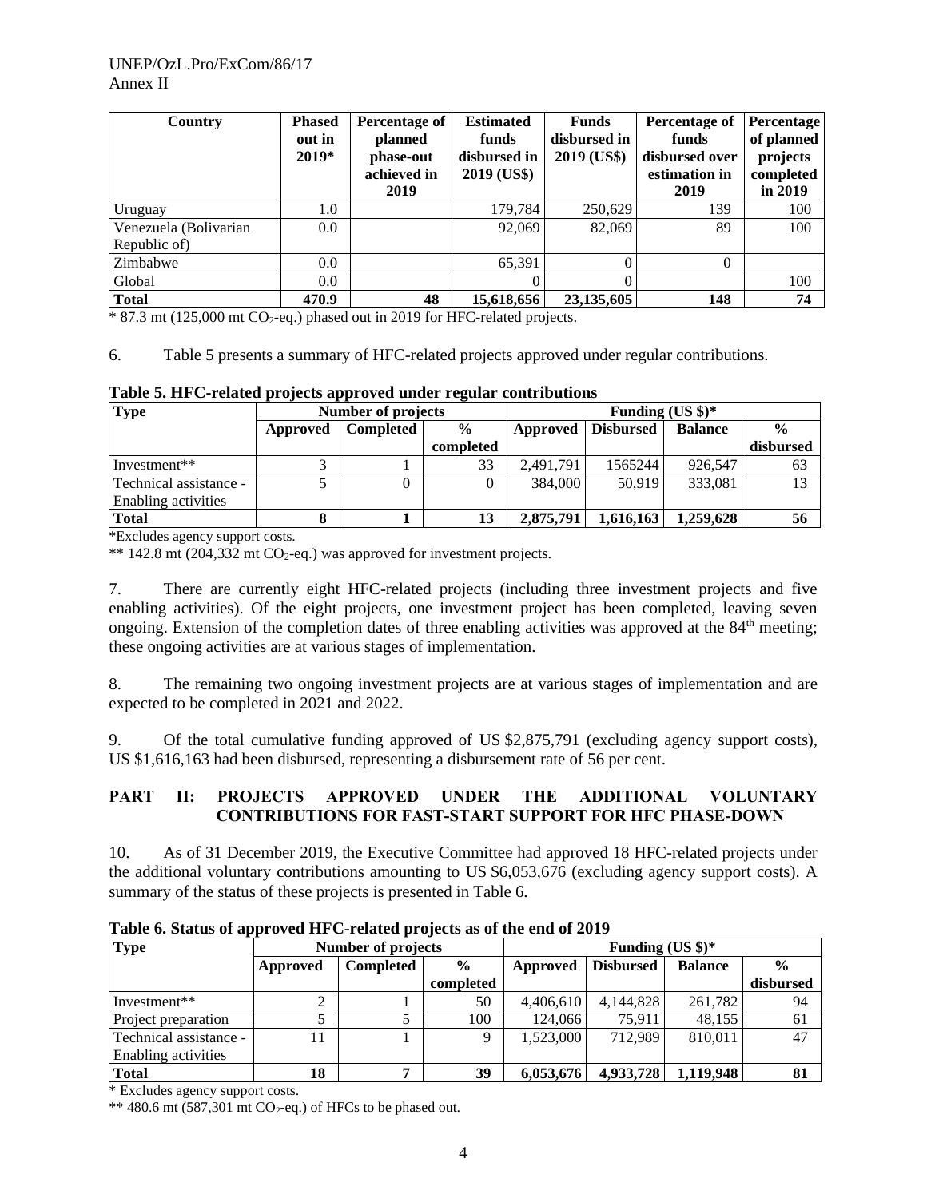| Country | Phased out in 2019* | Percentage of planned phase-out achieved in 2019 | Estimated funds disbursed in 2019 (US$) | Funds disbursed in 2019 (US$) | Percentage of funds disbursed over estimation in 2019 | Percentage of planned projects completed in 2019 |
|---|---|---|---|---|---|---|
| Uruguay | 1.0 | | 179,784 | 250,629 | 139 | 100 |
| Venezuela (Bolivarian Republic of) | 0.0 | | 92,069 | 82,069 | 89 | 100 |
| Zimbabwe | 0.0 | | 65,391 | 0 | 0 | |
| Global | 0.0 | | 0 | 0 | | 100 |
| **Total** | **470.9** | **48** | **15,618,656** | **23,135,605** | **148** | **74** |

\* 87.3 mt (125,000 mt $CO_2$-eq.) phased out in 2019 for HFC-related projects.

6. Table 5 presents a summary of HFC-related projects approved under regular contributions.

**Table 5. HFC-related projects approved under regular contributions**

| Type | Number of projects | | | Funding (US $)* | | | |
|---|---|---|---|---|---|---|---|
| | Approved | Completed | % completed | Approved | Disbursed | Balance | % disbursed |
| Investment** | 3 | 1 | 33 | 2,491,791 | 1565244 | 926,547 | 63 |
| Technical assistance - Enabling activities | 5 | 0 | 0 | 384,000 | 50,919 | 333,081 | 13 |
| **Total** | **8** | **1** | **13** | **2,875,791** | **1,616,163** | **1,259,628** | **56** |

\*Excludes agency support costs.

\*\* 142.8 mt (204,332 mt $CO_2$-eq.) was approved for investment projects.

7. There are currently eight HFC-related projects (including three investment projects and five enabling activities). Of the eight projects, one investment project has been completed, leaving seven ongoing. Extension of the completion dates of three enabling activities was approved at the 84th meeting; these ongoing activities are at various stages of implementation.

8. The remaining two ongoing investment projects are at various stages of implementation and are expected to be completed in 2021 and 2022.

9. Of the total cumulative funding approved of US $2,875,791 (excluding agency support costs), US $1,616,163 had been disbursed, representing a disbursement rate of 56 per cent.

## PART II: PROJECTS APPROVED UNDER THE ADDITIONAL VOLUNTARY CONTRIBUTIONS FOR FAST-START SUPPORT FOR HFC PHASE-DOWN

10. As of 31 December 2019, the Executive Committee had approved 18 HFC-related projects under the additional voluntary contributions amounting to US $6,053,676 (excluding agency support costs). A summary of the status of these projects is presented in Table 6.

**Table 6. Status of approved HFC-related projects as of the end of 2019**

| Type | Number of projects | | | Funding (US $)* | | | |
|---|---|---|---|---|---|---|---|
| | Approved | Completed | % completed | Approved | Disbursed | Balance | % disbursed |
| Investment** | 2 | 1 | 50 | 4,406,610 | 4,144,828 | 261,782 | 94 |
| Project preparation | 5 | 5 | 100 | 124,066 | 75,911 | 48,155 | 61 |
| Technical assistance - Enabling activities | 11 | 1 | 9 | 1,523,000 | 712,989 | 810,011 | 47 |
| **Total** | **18** | **7** | **39** | **6,053,676** | **4,933,728** | **1,119,948** | **81** |

\* Excludes agency support costs.

\*\* 480.6 mt (587,301 mt $CO_2$-eq.) of HFCs to be phased out.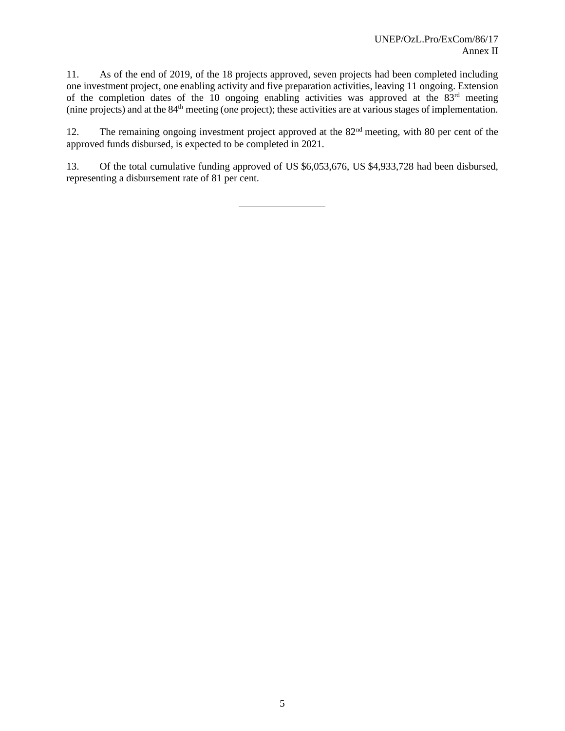11. As of the end of 2019, of the 18 projects approved, seven projects had been completed including one investment project, one enabling activity and five preparation activities, leaving 11 ongoing. Extension of the completion dates of the 10 ongoing enabling activities was approved at the 83rd meeting (nine projects) and at the 84th meeting (one project); these activities are at various stages of implementation.

12. The remaining ongoing investment project approved at the 82nd meeting, with 80 per cent of the approved funds disbursed, is expected to be completed in 2021.

13. Of the total cumulative funding approved of US $6,053,676, US $4,933,728 had been disbursed, representing a disbursement rate of 81 per cent.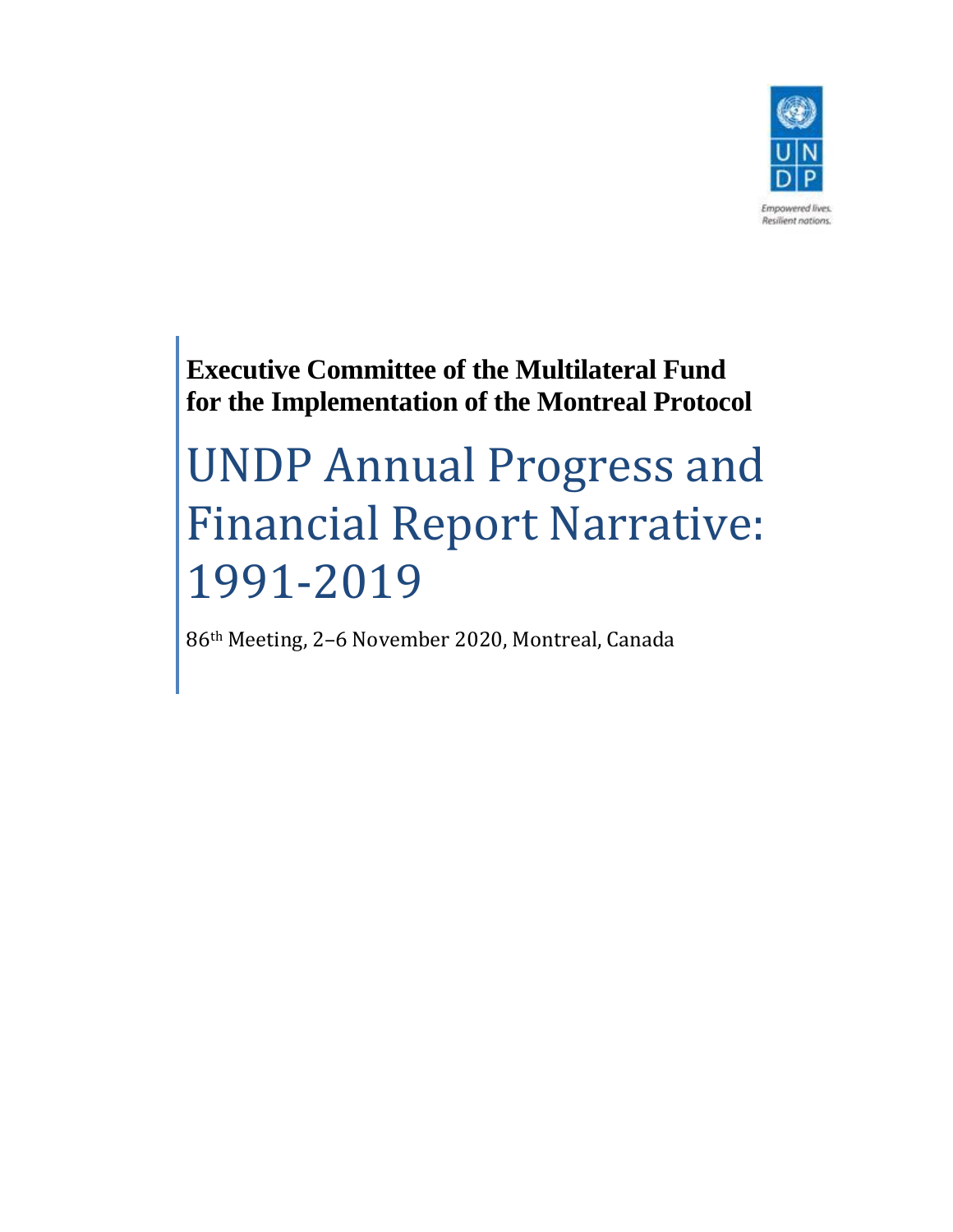**Executive Committee of the Multilateral Fund for the Implementation of the Montreal Protocol**

# UNDP Annual Progress and Financial Report Narrative: 1991-2019

86th Meeting, 2–6 November 2020, Montreal, Canada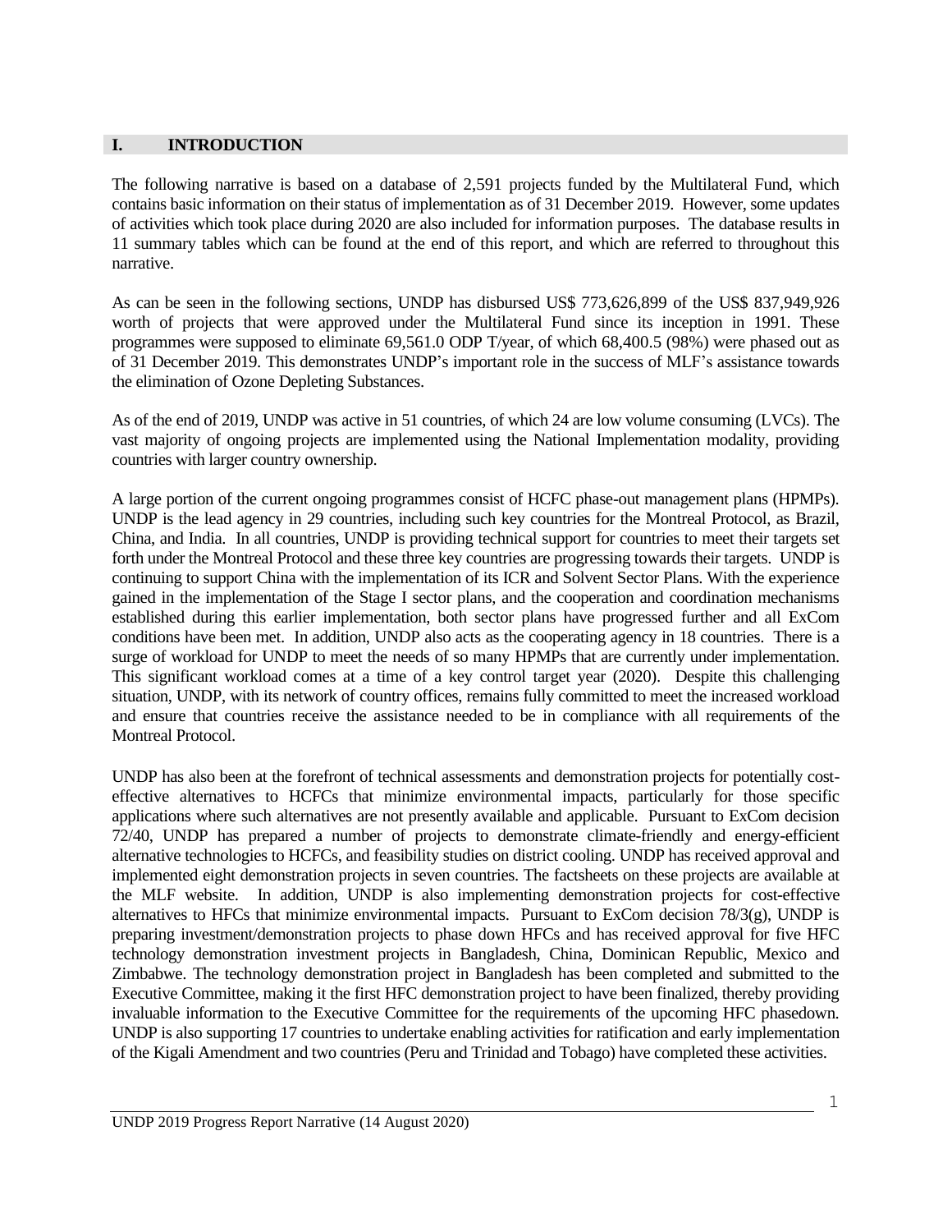## I. INTRODUCTION

The following narrative is based on a database of 2,591 projects funded by the Multilateral Fund, which contains basic information on their status of implementation as of 31 December 2019. However, some updates of activities which took place during 2020 are also included for information purposes. The database results in 11 summary tables which can be found at the end of this report, and which are referred to throughout this narrative.

As can be seen in the following sections, UNDP has disbursed US$ 773,626,899 of the US$ 837,949,926 worth of projects that were approved under the Multilateral Fund since its inception in 1991. These programmes were supposed to eliminate 69,561.0 ODP T/year, of which 68,400.5 (98%) were phased out as of 31 December 2019. This demonstrates UNDP's important role in the success of MLF's assistance towards the elimination of Ozone Depleting Substances.

As of the end of 2019, UNDP was active in 51 countries, of which 24 are low volume consuming (LVCs). The vast majority of ongoing projects are implemented using the National Implementation modality, providing countries with larger country ownership.

A large portion of the current ongoing programmes consist of HCFC phase-out management plans (HPMPs). UNDP is the lead agency in 29 countries, including such key countries for the Montreal Protocol, as Brazil, China, and India. In all countries, UNDP is providing technical support for countries to meet their targets set forth under the Montreal Protocol and these three key countries are progressing towards their targets. UNDP is continuing to support China with the implementation of its ICR and Solvent Sector Plans. With the experience gained in the implementation of the Stage I sector plans, and the cooperation and coordination mechanisms established during this earlier implementation, both sector plans have progressed further and all ExCom conditions have been met. In addition, UNDP also acts as the cooperating agency in 18 countries. There is a surge of workload for UNDP to meet the needs of so many HPMPs that are currently under implementation. This significant workload comes at a time of a key control target year (2020). Despite this challenging situation, UNDP, with its network of country offices, remains fully committed to meet the increased workload and ensure that countries receive the assistance needed to be in compliance with all requirements of the Montreal Protocol.

UNDP has also been at the forefront of technical assessments and demonstration projects for potentially cost-effective alternatives to HCFCs that minimize environmental impacts, particularly for those specific applications where such alternatives are not presently available and applicable. Pursuant to ExCom decision 72/40, UNDP has prepared a number of projects to demonstrate climate-friendly and energy-efficient alternative technologies to HCFCs, and feasibility studies on district cooling. UNDP has received approval and implemented eight demonstration projects in seven countries. The factsheets on these projects are available at the MLF website. In addition, UNDP is also implementing demonstration projects for cost-effective alternatives to HFCs that minimize environmental impacts. Pursuant to ExCom decision 78/3(g), UNDP is preparing investment/demonstration projects to phase down HFCs and has received approval for five HFC technology demonstration investment projects in Bangladesh, China, Dominican Republic, Mexico and Zimbabwe. The technology demonstration project in Bangladesh has been completed and submitted to the Executive Committee, making it the first HFC demonstration project to have been finalized, thereby providing invaluable information to the Executive Committee for the requirements of the upcoming HFC phasedown. UNDP is also supporting 17 countries to undertake enabling activities for ratification and early implementation of the Kigali Amendment and two countries (Peru and Trinidad and Tobago) have completed these activities.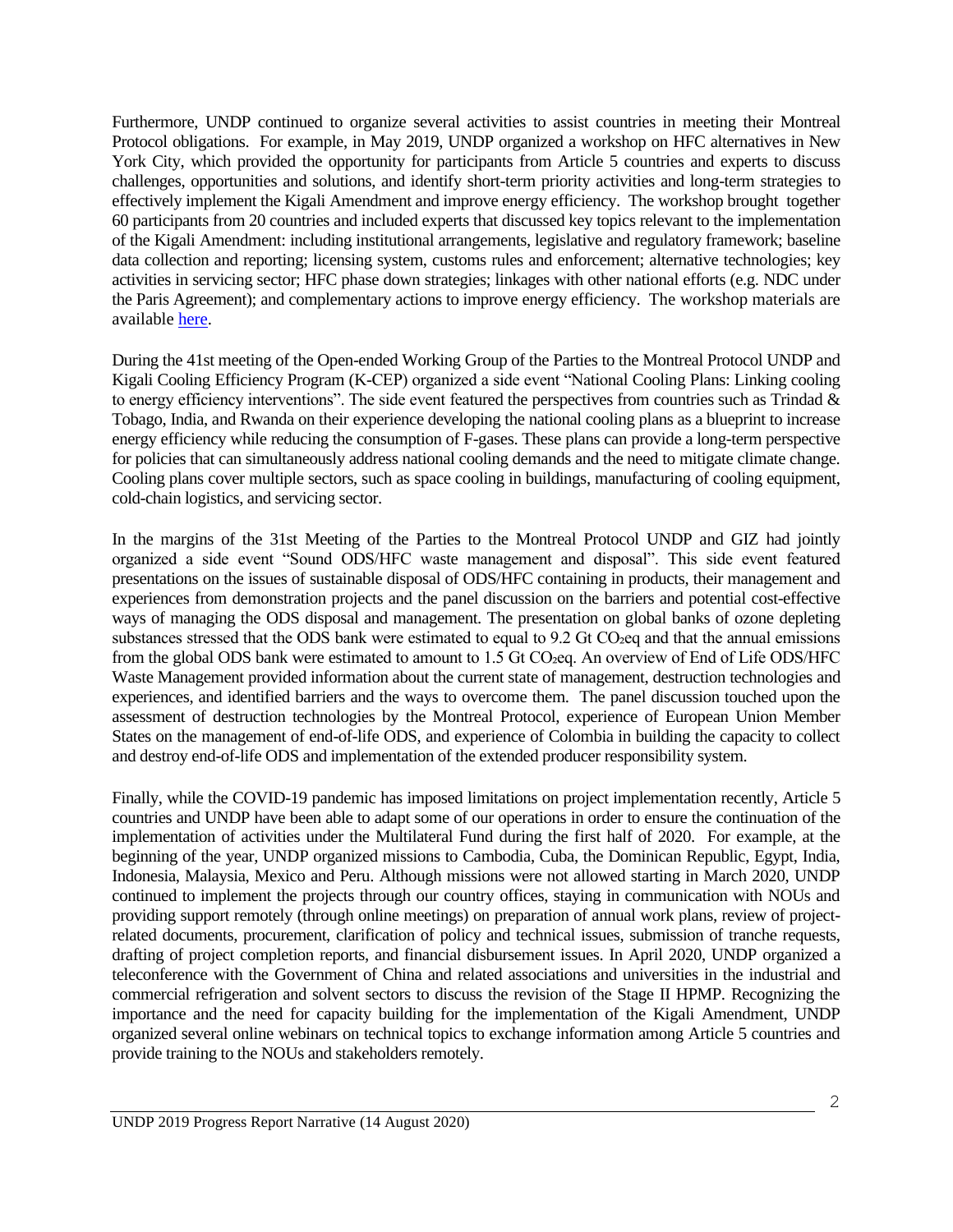Furthermore, UNDP continued to organize several activities to assist countries in meeting their Montreal Protocol obligations. For example, in May 2019, UNDP organized a workshop on HFC alternatives in New York City, which provided the opportunity for participants from Article 5 countries and experts to discuss challenges, opportunities and solutions, and identify short-term priority activities and long-term strategies to effectively implement the Kigali Amendment and improve energy efficiency. The workshop brought together 60 participants from 20 countries and included experts that discussed key topics relevant to the implementation of the Kigali Amendment: including institutional arrangements, legislative and regulatory framework; baseline data collection and reporting; licensing system, customs rules and enforcement; alternative technologies; key activities in servicing sector; HFC phase down strategies; linkages with other national efforts (e.g. NDC under the Paris Agreement); and complementary actions to improve energy efficiency. The workshop materials are available here.

During the 41st meeting of the Open-ended Working Group of the Parties to the Montreal Protocol UNDP and Kigali Cooling Efficiency Program (K-CEP) organized a side event "National Cooling Plans: Linking cooling to energy efficiency interventions". The side event featured the perspectives from countries such as Trindad & Tobago, India, and Rwanda on their experience developing the national cooling plans as a blueprint to increase energy efficiency while reducing the consumption of F-gases. These plans can provide a long-term perspective for policies that can simultaneously address national cooling demands and the need to mitigate climate change. Cooling plans cover multiple sectors, such as space cooling in buildings, manufacturing of cooling equipment, cold-chain logistics, and servicing sector.

In the margins of the 31st Meeting of the Parties to the Montreal Protocol UNDP and GIZ had jointly organized a side event "Sound ODS/HFC waste management and disposal". This side event featured presentations on the issues of sustainable disposal of ODS/HFC containing in products, their management and experiences from demonstration projects and the panel discussion on the barriers and potential cost-effective ways of managing the ODS disposal and management. The presentation on global banks of ozone depleting substances stressed that the ODS bank were estimated to equal to 9.2 Gt $CO_2$eq and that the annual emissions from the global ODS bank were estimated to amount to 1.5 Gt $CO_2$eq. An overview of End of Life ODS/HFC Waste Management provided information about the current state of management, destruction technologies and experiences, and identified barriers and the ways to overcome them. The panel discussion touched upon the assessment of destruction technologies by the Montreal Protocol, experience of European Union Member States on the management of end-of-life ODS, and experience of Colombia in building the capacity to collect and destroy end-of-life ODS and implementation of the extended producer responsibility system.

Finally, while the COVID-19 pandemic has imposed limitations on project implementation recently, Article 5 countries and UNDP have been able to adapt some of our operations in order to ensure the continuation of the implementation of activities under the Multilateral Fund during the first half of 2020. For example, at the beginning of the year, UNDP organized missions to Cambodia, Cuba, the Dominican Republic, Egypt, India, Indonesia, Malaysia, Mexico and Peru. Although missions were not allowed starting in March 2020, UNDP continued to implement the projects through our country offices, staying in communication with NOUs and providing support remotely (through online meetings) on preparation of annual work plans, review of project-related documents, procurement, clarification of policy and technical issues, submission of tranche requests, drafting of project completion reports, and financial disbursement issues. In April 2020, UNDP organized a teleconference with the Government of China and related associations and universities in the industrial and commercial refrigeration and solvent sectors to discuss the revision of the Stage II HPMP. Recognizing the importance and the need for capacity building for the implementation of the Kigali Amendment, UNDP organized several online webinars on technical topics to exchange information among Article 5 countries and provide training to the NOUs and stakeholders remotely.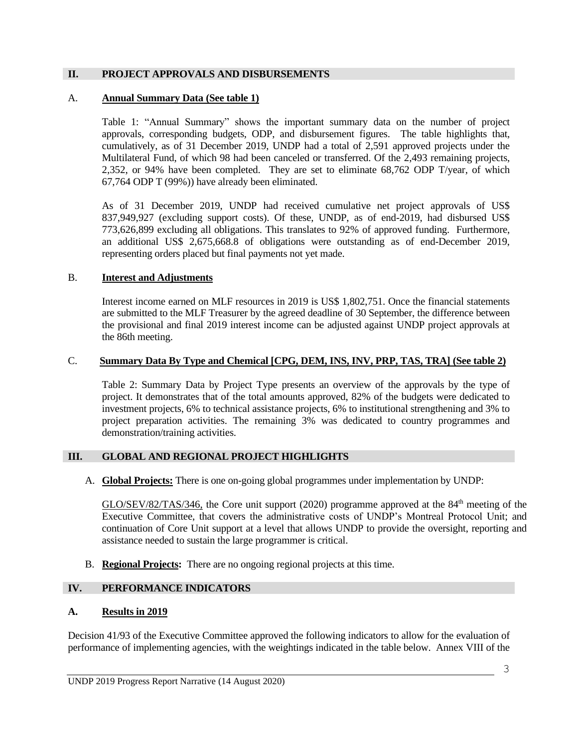## II. PROJECT APPROVALS AND DISBURSEMENTS

### A. Annual Summary Data (See table 1)

Table 1: "Annual Summary" shows the important summary data on the number of project approvals, corresponding budgets, ODP, and disbursement figures. The table highlights that, cumulatively, as of 31 December 2019, UNDP had a total of 2,591 approved projects under the Multilateral Fund, of which 98 had been canceled or transferred. Of the 2,493 remaining projects, 2,352, or 94% have been completed. They are set to eliminate 68,762 ODP T/year, of which 67,764 ODP T (99%)) have already been eliminated.

As of 31 December 2019, UNDP had received cumulative net project approvals of US$ 837,949,927 (excluding support costs). Of these, UNDP, as of end-2019, had disbursed US$ 773,626,899 excluding all obligations. This translates to 92% of approved funding. Furthermore, an additional US$ 2,675,668.8 of obligations were outstanding as of end-December 2019, representing orders placed but final payments not yet made.

### B. Interest and Adjustments

Interest income earned on MLF resources in 2019 is US$ 1,802,751. Once the financial statements are submitted to the MLF Treasurer by the agreed deadline of 30 September, the difference between the provisional and final 2019 interest income can be adjusted against UNDP project approvals at the 86th meeting.

### C. Summary Data By Type and Chemical [CPG, DEM, INS, INV, PRP, TAS, TRA] (See table 2)

Table 2: Summary Data by Project Type presents an overview of the approvals by the type of project. It demonstrates that of the total amounts approved, 82% of the budgets were dedicated to investment projects, 6% to technical assistance projects, 6% to institutional strengthening and 3% to project preparation activities. The remaining 3% was dedicated to country programmes and demonstration/training activities.

## III. GLOBAL AND REGIONAL PROJECT HIGHLIGHTS

A. **Global Projects:** There is one on-going global programmes under implementation by UNDP:

GLO/SEV/82/TAS/346, the Core unit support (2020) programme approved at the 84th meeting of the Executive Committee, that covers the administrative costs of UNDP's Montreal Protocol Unit; and continuation of Core Unit support at a level that allows UNDP to provide the oversight, reporting and assistance needed to sustain the large programmer is critical.

B. **Regional Projects:** There are no ongoing regional projects at this time.

## IV. PERFORMANCE INDICATORS

### A. Results in 2019

Decision 41/93 of the Executive Committee approved the following indicators to allow for the evaluation of performance of implementing agencies, with the weightings indicated in the table below. Annex VIII of the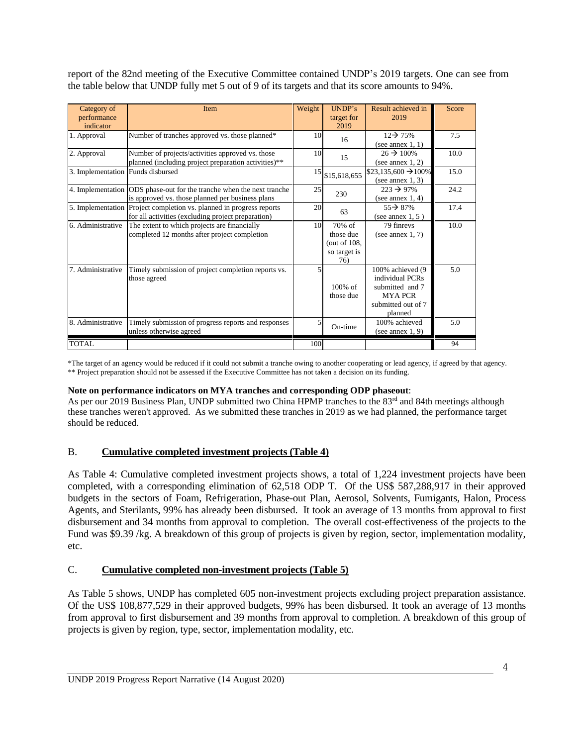report of the 82nd meeting of the Executive Committee contained UNDP's 2019 targets. One can see from the table below that UNDP fully met 5 out of 9 of its targets and that its score amounts to 94%.

| Category of performance indicator | Item | Weight | UNDP's target for 2019 | Result achieved in 2019 | Score |
|---|---|---|---|---|---|
| 1. Approval | Number of tranches approved vs. those planned* | 10 | 16 | 12→ 75% (see annex 1, 1) | 7.5 |
| 2. Approval | Number of projects/activities approved vs. those planned (including project preparation activities)** | 10 | 15 | 26 → 100% (see annex 1, 2) | 10.0 |
| 3. Implementation | Funds disbursed | 15 | $15,618,655 | $23,135,600 →100% (see annex 1, 3) | 15.0 |
| 4. Implementation | ODS phase-out for the tranche when the next tranche is approved vs. those planned per business plans | 25 | 230 | 223 → 97% (see annex 1, 4) | 24.2 |
| 5. Implementation | Project completion vs. planned in progress reports for all activities (excluding project preparation) | 20 | 63 | 55→ 87% (see annex 1, 5 ) | 17.4 |
| 6. Administrative | The extent to which projects are financially completed 12 months after project completion | 10 | 70% of those due (out of 108, so target is 76) | 79 finrevs (see annex 1, 7) | 10.0 |
| 7. Administrative | Timely submission of project completion reports vs. those agreed | 5 | 100% of those due | 100% achieved (9 individual PCRs submitted and 7 MYA PCR submitted out of 7 planned | 5.0 |
| 8. Administrative | Timely submission of progress reports and responses unless otherwise agreed | 5 | On-time | 100% achieved (see annex 1, 9) | 5.0 |
| TOTAL | | 100 | | | 94 |

*The target of an agency would be reduced if it could not submit a tranche owing to another cooperating or lead agency, if agreed by that agency.
** Project preparation should not be assessed if the Executive Committee has not taken a decision on its funding.

**Note on performance indicators on MYA tranches and corresponding ODP phaseout**:
As per our 2019 Business Plan, UNDP submitted two China HPMP tranches to the 83rd and 84th meetings although these tranches weren't approved. As we submitted these tranches in 2019 as we had planned, the performance target should be reduced.

## B. Cumulative completed investment projects (Table 4)

As Table 4: Cumulative completed investment projects shows, a total of 1,224 investment projects have been completed, with a corresponding elimination of 62,518 ODP T. Of the US$ 587,288,917 in their approved budgets in the sectors of Foam, Refrigeration, Phase-out Plan, Aerosol, Solvents, Fumigants, Halon, Process Agents, and Sterilants, 99% has already been disbursed. It took an average of 13 months from approval to first disbursement and 34 months from approval to completion. The overall cost-effectiveness of the projects to the Fund was $9.39 /kg. A breakdown of this group of projects is given by region, sector, implementation modality, etc.

## C. Cumulative completed non-investment projects (Table 5)

As Table 5 shows, UNDP has completed 605 non-investment projects excluding project preparation assistance. Of the US$ 108,877,529 in their approved budgets, 99% has been disbursed. It took an average of 13 months from approval to first disbursement and 39 months from approval to completion. A breakdown of this group of projects is given by region, type, sector, implementation modality, etc.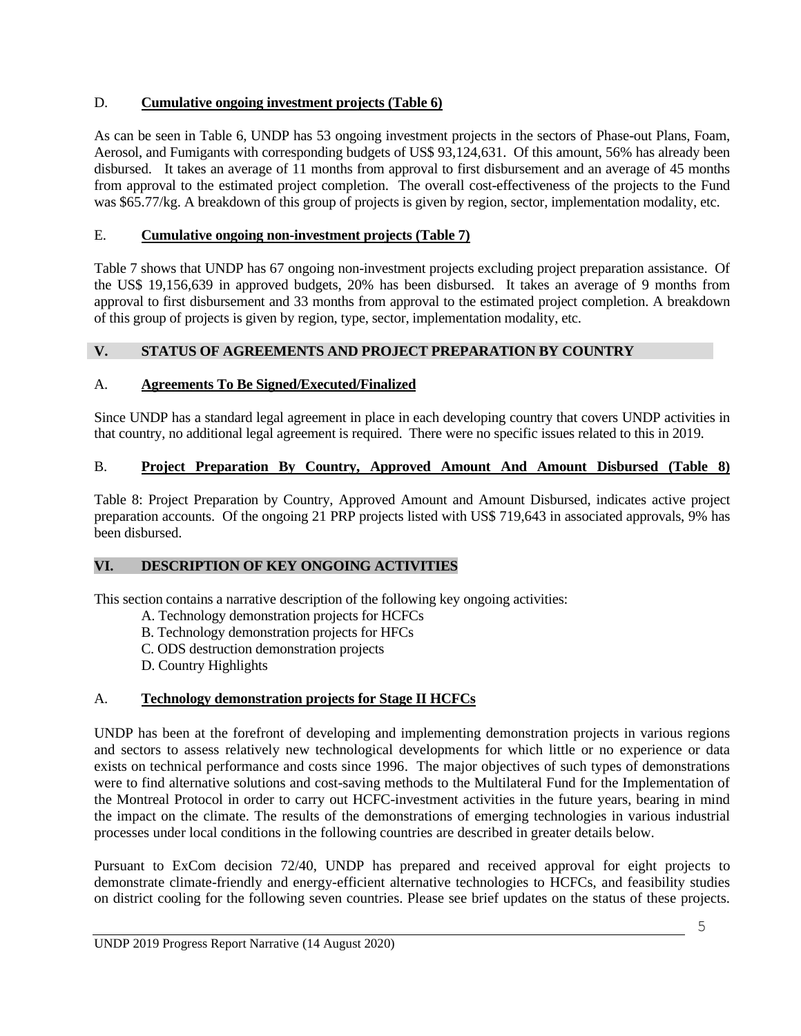### D. **Cumulative ongoing investment projects (Table 6)**

As can be seen in Table 6, UNDP has 53 ongoing investment projects in the sectors of Phase-out Plans, Foam, Aerosol, and Fumigants with corresponding budgets of US$ 93,124,631. Of this amount, 56% has already been disbursed. It takes an average of 11 months from approval to first disbursement and an average of 45 months from approval to the estimated project completion. The overall cost-effectiveness of the projects to the Fund was $65.77/kg. A breakdown of this group of projects is given by region, sector, implementation modality, etc.

### E. **Cumulative ongoing non-investment projects (Table 7)**

Table 7 shows that UNDP has 67 ongoing non-investment projects excluding project preparation assistance. Of the US$ 19,156,639 in approved budgets, 20% has been disbursed. It takes an average of 9 months from approval to first disbursement and 33 months from approval to the estimated project completion. A breakdown of this group of projects is given by region, type, sector, implementation modality, etc.

## V. STATUS OF AGREEMENTS AND PROJECT PREPARATION BY COUNTRY

### A. **Agreements To Be Signed/Executed/Finalized**

Since UNDP has a standard legal agreement in place in each developing country that covers UNDP activities in that country, no additional legal agreement is required. There were no specific issues related to this in 2019.

### B. **Project Preparation By Country, Approved Amount And Amount Disbursed (Table 8)**

Table 8: Project Preparation by Country, Approved Amount and Amount Disbursed, indicates active project preparation accounts. Of the ongoing 21 PRP projects listed with US$ 719,643 in associated approvals, 9% has been disbursed.

## VI. DESCRIPTION OF KEY ONGOING ACTIVITIES

This section contains a narrative description of the following key ongoing activities:

A. Technology demonstration projects for HCFCs
B. Technology demonstration projects for HFCs
C. ODS destruction demonstration projects
D. Country Highlights

### A. **Technology demonstration projects for Stage II HCFCs**

UNDP has been at the forefront of developing and implementing demonstration projects in various regions and sectors to assess relatively new technological developments for which little or no experience or data exists on technical performance and costs since 1996. The major objectives of such types of demonstrations were to find alternative solutions and cost-saving methods to the Multilateral Fund for the Implementation of the Montreal Protocol in order to carry out HCFC-investment activities in the future years, bearing in mind the impact on the climate. The results of the demonstrations of emerging technologies in various industrial processes under local conditions in the following countries are described in greater details below.

Pursuant to ExCom decision 72/40, UNDP has prepared and received approval for eight projects to demonstrate climate-friendly and energy-efficient alternative technologies to HCFCs, and feasibility studies on district cooling for the following seven countries. Please see brief updates on the status of these projects.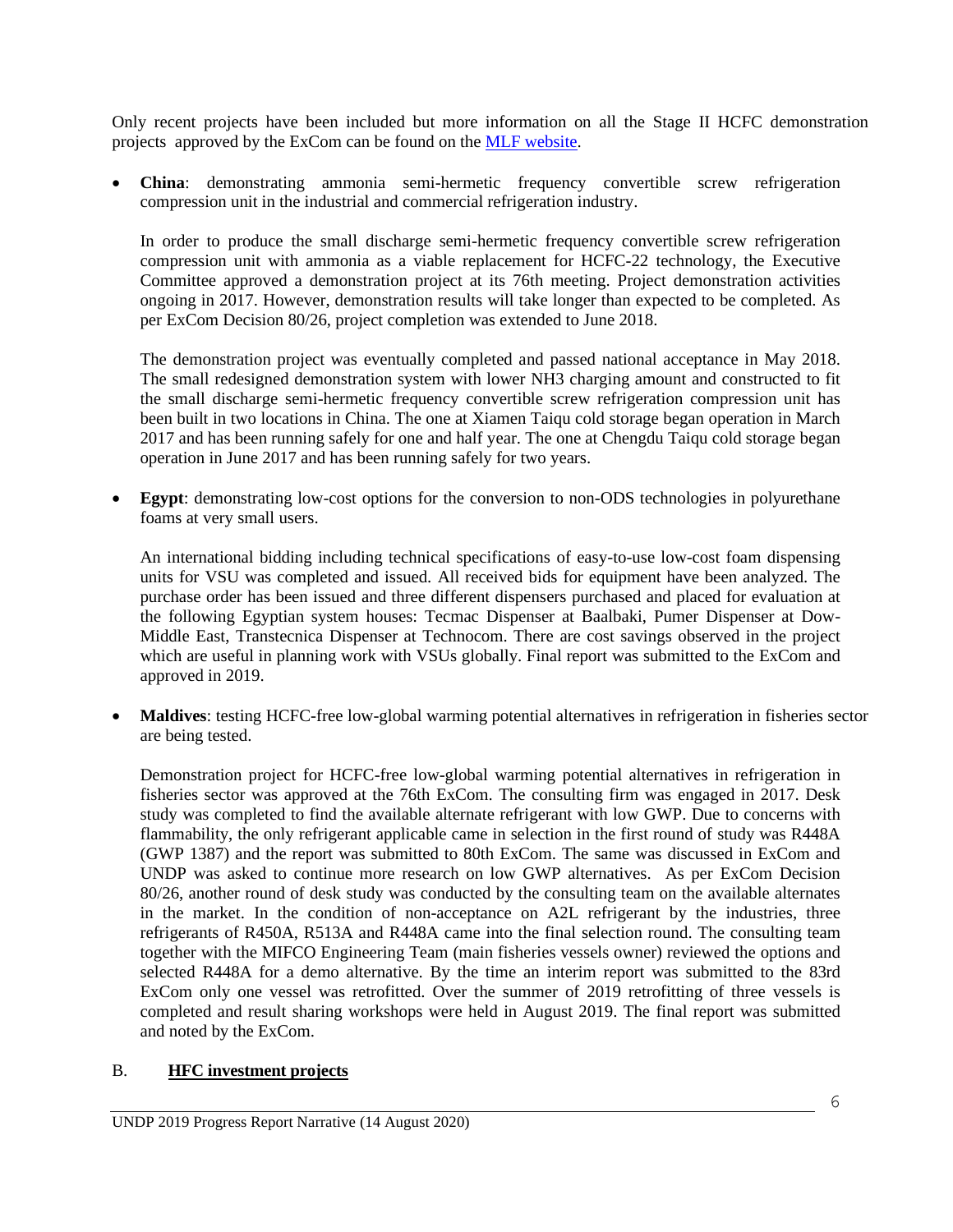Only recent projects have been included but more information on all the Stage II HCFC demonstration projects approved by the ExCom can be found on the [MLF website](MLF website).

- **China**: demonstrating ammonia semi-hermetic frequency convertible screw refrigeration compression unit in the industrial and commercial refrigeration industry.

  In order to produce the small discharge semi-hermetic frequency convertible screw refrigeration compression unit with ammonia as a viable replacement for HCFC-22 technology, the Executive Committee approved a demonstration project at its 76th meeting. Project demonstration activities ongoing in 2017. However, demonstration results will take longer than expected to be completed. As per ExCom Decision 80/26, project completion was extended to June 2018.

  The demonstration project was eventually completed and passed national acceptance in May 2018. The small redesigned demonstration system with lower $NH_3$ charging amount and constructed to fit the small discharge semi-hermetic frequency convertible screw refrigeration compression unit has been built in two locations in China. The one at Xiamen Taiqu cold storage began operation in March 2017 and has been running safely for one and half year. The one at Chengdu Taiqu cold storage began operation in June 2017 and has been running safely for two years.

- **Egypt**: demonstrating low-cost options for the conversion to non-ODS technologies in polyurethane foams at very small users.

  An international bidding including technical specifications of easy-to-use low-cost foam dispensing units for VSU was completed and issued. All received bids for equipment have been analyzed. The purchase order has been issued and three different dispensers purchased and placed for evaluation at the following Egyptian system houses: Tecmac Dispenser at Baalbaki, Pumer Dispenser at Dow-Middle East, Transtecnica Dispenser at Technocom. There are cost savings observed in the project which are useful in planning work with VSUs globally. Final report was submitted to the ExCom and approved in 2019.

- **Maldives**: testing HCFC-free low-global warming potential alternatives in refrigeration in fisheries sector are being tested.

  Demonstration project for HCFC-free low-global warming potential alternatives in refrigeration in fisheries sector was approved at the 76th ExCom. The consulting firm was engaged in 2017. Desk study was completed to find the available alternate refrigerant with low GWP. Due to concerns with flammability, the only refrigerant applicable came in selection in the first round of study was R448A (GWP 1387) and the report was submitted to 80th ExCom. The same was discussed in ExCom and UNDP was asked to continue more research on low GWP alternatives. As per ExCom Decision 80/26, another round of desk study was conducted by the consulting team on the available alternates in the market. In the condition of non-acceptance on A2L refrigerant by the industries, three refrigerants of R450A, R513A and R448A came into the final selection round. The consulting team together with the MIFCO Engineering Team (main fisheries vessels owner) reviewed the options and selected R448A for a demo alternative. By the time an interim report was submitted to the 83rd ExCom only one vessel was retrofitted. Over the summer of 2019 retrofitting of three vessels is completed and result sharing workshops were held in August 2019. The final report was submitted and noted by the ExCom.

## B. **HFC investment projects**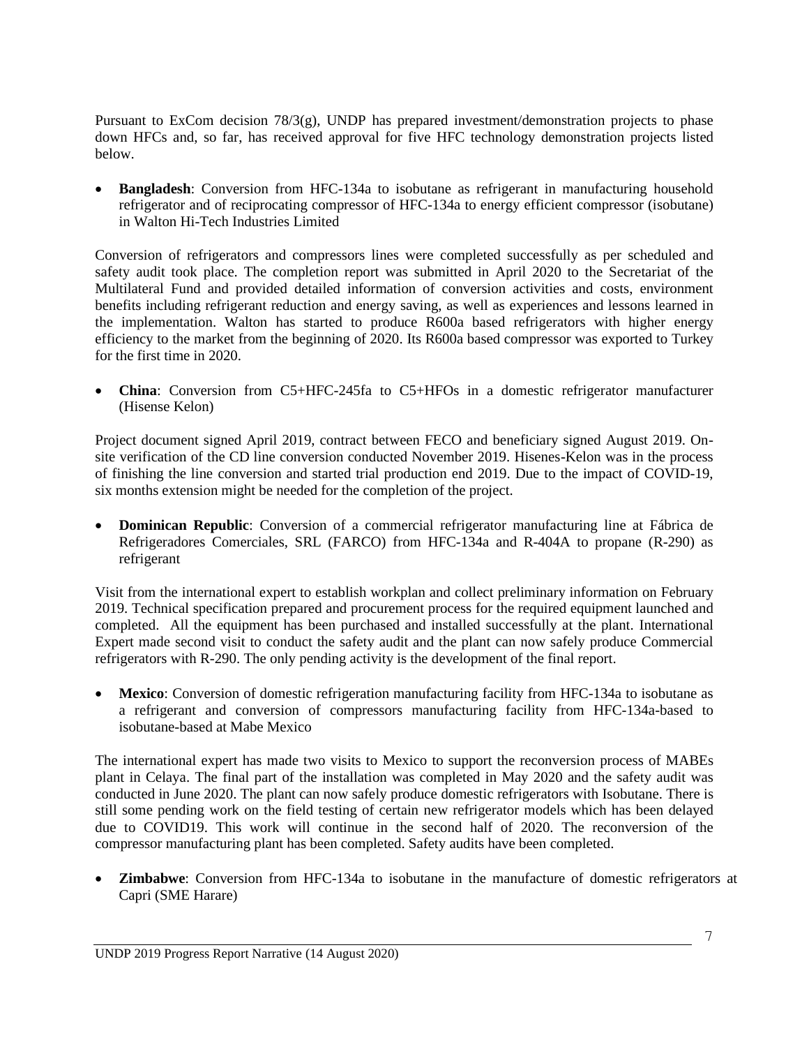Pursuant to ExCom decision 78/3(g), UNDP has prepared investment/demonstration projects to phase down HFCs and, so far, has received approval for five HFC technology demonstration projects listed below.

- **Bangladesh**: Conversion from HFC-134a to isobutane as refrigerant in manufacturing household refrigerator and of reciprocating compressor of HFC-134a to energy efficient compressor (isobutane) in Walton Hi-Tech Industries Limited

Conversion of refrigerators and compressors lines were completed successfully as per scheduled and safety audit took place. The completion report was submitted in April 2020 to the Secretariat of the Multilateral Fund and provided detailed information of conversion activities and costs, environment benefits including refrigerant reduction and energy saving, as well as experiences and lessons learned in the implementation. Walton has started to produce R600a based refrigerators with higher energy efficiency to the market from the beginning of 2020. Its R600a based compressor was exported to Turkey for the first time in 2020.

- **China**: Conversion from C5+HFC-245fa to C5+HFOs in a domestic refrigerator manufacturer (Hisense Kelon)

Project document signed April 2019, contract between FECO and beneficiary signed August 2019. On-site verification of the CD line conversion conducted November 2019. Hisenes-Kelon was in the process of finishing the line conversion and started trial production end 2019. Due to the impact of COVID-19, six months extension might be needed for the completion of the project.

- **Dominican Republic**: Conversion of a commercial refrigerator manufacturing line at Fábrica de Refrigeradores Comerciales, SRL (FARCO) from HFC-134a and R-404A to propane (R-290) as refrigerant

Visit from the international expert to establish workplan and collect preliminary information on February 2019. Technical specification prepared and procurement process for the required equipment launched and completed. All the equipment has been purchased and installed successfully at the plant. International Expert made second visit to conduct the safety audit and the plant can now safely produce Commercial refrigerators with R-290. The only pending activity is the development of the final report.

- **Mexico**: Conversion of domestic refrigeration manufacturing facility from HFC-134a to isobutane as a refrigerant and conversion of compressors manufacturing facility from HFC-134a-based to isobutane-based at Mabe Mexico

The international expert has made two visits to Mexico to support the reconversion process of MABEs plant in Celaya. The final part of the installation was completed in May 2020 and the safety audit was conducted in June 2020. The plant can now safely produce domestic refrigerators with Isobutane. There is still some pending work on the field testing of certain new refrigerator models which has been delayed due to COVID19. This work will continue in the second half of 2020. The reconversion of the compressor manufacturing plant has been completed. Safety audits have been completed.

- **Zimbabwe**: Conversion from HFC-134a to isobutane in the manufacture of domestic refrigerators at Capri (SME Harare)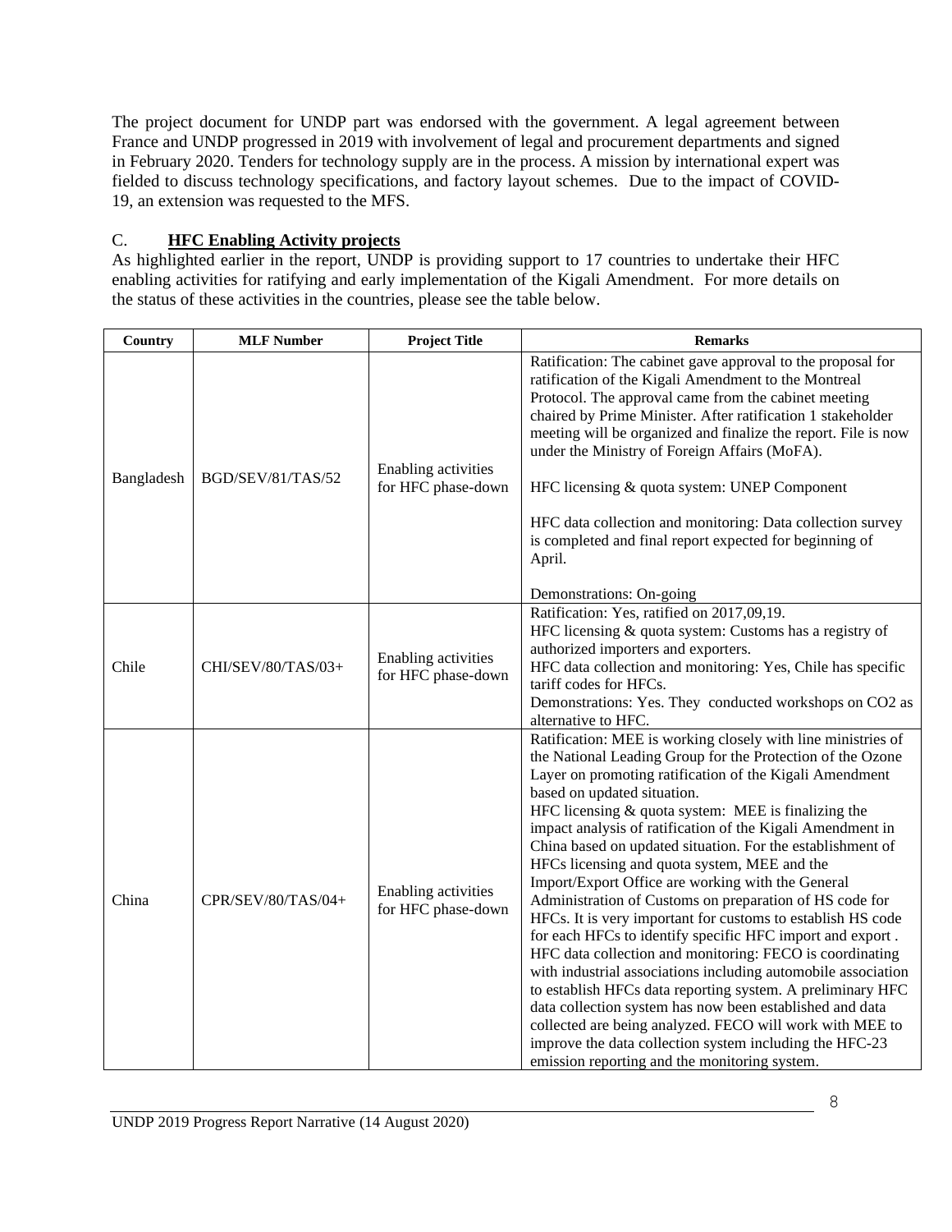The project document for UNDP part was endorsed with the government. A legal agreement between France and UNDP progressed in 2019 with involvement of legal and procurement departments and signed in February 2020. Tenders for technology supply are in the process. A mission by international expert was fielded to discuss technology specifications, and factory layout schemes. Due to the impact of COVID-19, an extension was requested to the MFS.

## C. **HFC Enabling Activity projects**

As highlighted earlier in the report, UNDP is providing support to 17 countries to undertake their HFC enabling activities for ratifying and early implementation of the Kigali Amendment. For more details on the status of these activities in the countries, please see the table below.

| Country | MLF Number | Project Title | Remarks |
|---|---|---|---|
| Bangladesh | BGD/SEV/81/TAS/52 | Enabling activities for HFC phase-down | Ratification: The cabinet gave approval to the proposal for ratification of the Kigali Amendment to the Montreal Protocol. The approval came from the cabinet meeting chaired by Prime Minister. After ratification 1 stakeholder meeting will be organized and finalize the report. File is now under the Ministry of Foreign Affairs (MoFA).<br><br>HFC licensing & quota system: UNEP Component<br><br>HFC data collection and monitoring: Data collection survey is completed and final report expected for beginning of April.<br><br>Demonstrations: On-going |
| Chile | CHI/SEV/80/TAS/03+ | Enabling activities for HFC phase-down | Ratification: Yes, ratified on 2017,09,19.<br>HFC licensing & quota system: Customs has a registry of authorized importers and exporters.<br>HFC data collection and monitoring: Yes, Chile has specific tariff codes for HFCs.<br>Demonstrations: Yes. They conducted workshops on CO2 as alternative to HFC. |
| China | CPR/SEV/80/TAS/04+ | Enabling activities for HFC phase-down | Ratification: MEE is working closely with line ministries of the National Leading Group for the Protection of the Ozone Layer on promoting ratification of the Kigali Amendment based on updated situation.<br>HFC licensing & quota system: MEE is finalizing the impact analysis of ratification of the Kigali Amendment in China based on updated situation. For the establishment of HFCs licensing and quota system, MEE and the Import/Export Office are working with the General Administration of Customs on preparation of HS code for HFCs. It is very important for customs to establish HS code for each HFCs to identify specific HFC import and export .<br>HFC data collection and monitoring: FECO is coordinating with industrial associations including automobile association to establish HFCs data reporting system. A preliminary HFC data collection system has now been established and data collected are being analyzed. FECO will work with MEE to improve the data collection system including the HFC-23 emission reporting and the monitoring system. |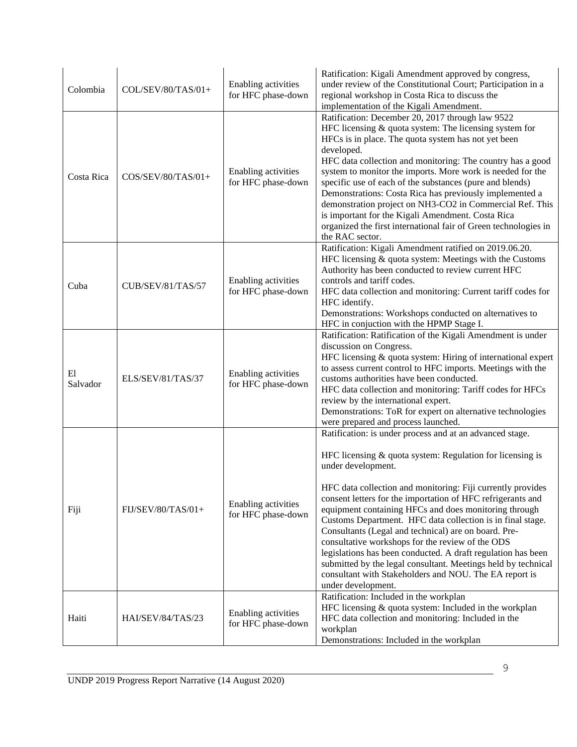| Colombia | COL/SEV/80/TAS/01+ | Enabling activities for HFC phase-down | Ratification: Kigali Amendment approved by congress, under review of the Constitutional Court; Participation in a regional workshop in Costa Rica to discuss the implementation of the Kigali Amendment. |
|---|---|---|---|
| Costa Rica | COS/SEV/80/TAS/01+ | Enabling activities for HFC phase-down | Ratification: December 20, 2017 through law 9522<br>HFC licensing & quota system: The licensing system for HFCs is in place. The quota system has not yet been developed.<br>HFC data collection and monitoring: The country has a good system to monitor the imports. More work is needed for the specific use of each of the substances (pure and blends)<br>Demonstrations: Costa Rica has previously implemented a demonstration project on NH3-CO2 in Commercial Ref. This is important for the Kigali Amendment. Costa Rica organized the first international fair of Green technologies in the RAC sector. |
| Cuba | CUB/SEV/81/TAS/57 | Enabling activities for HFC phase-down | Ratification: Kigali Amendment ratified on 2019.06.20.<br>HFC licensing & quota system: Meetings with the Customs Authority has been conducted to review current HFC controls and tariff codes.<br>HFC data collection and monitoring: Current tariff codes for HFC identify.<br>Demonstrations: Workshops conducted on alternatives to HFC in conjuction with the HPMP Stage I. |
| El Salvador | ELS/SEV/81/TAS/37 | Enabling activities for HFC phase-down | Ratification: Ratification of the Kigali Amendment is under discussion on Congress.<br>HFC licensing & quota system: Hiring of international expert to assess current control to HFC imports. Meetings with the customs authorities have been conducted.<br>HFC data collection and monitoring: Tariff codes for HFCs review by the international expert.<br>Demonstrations: ToR for expert on alternative technologies were prepared and process launched. |
| Fiji | FIJ/SEV/80/TAS/01+ | Enabling activities for HFC phase-down | Ratification: is under process and at an advanced stage.<br><br>HFC licensing & quota system: Regulation for licensing is under development.<br><br>HFC data collection and monitoring: Fiji currently provides consent letters for the importation of HFC refrigerants and equipment containing HFCs and does monitoring through Customs Department. HFC data collection is in final stage. Consultants (Legal and technical) are on board. Pre-consultative workshops for the review of the ODS legislations has been conducted. A draft regulation has been submitted by the legal consultant. Meetings held by technical consultant with Stakeholders and NOU. The EA report is under development. |
| Haiti | HAI/SEV/84/TAS/23 | Enabling activities for HFC phase-down | Ratification: Included in the workplan<br>HFC licensing & quota system: Included in the workplan<br>HFC data collection and monitoring: Included in the workplan<br>Demonstrations: Included in the workplan |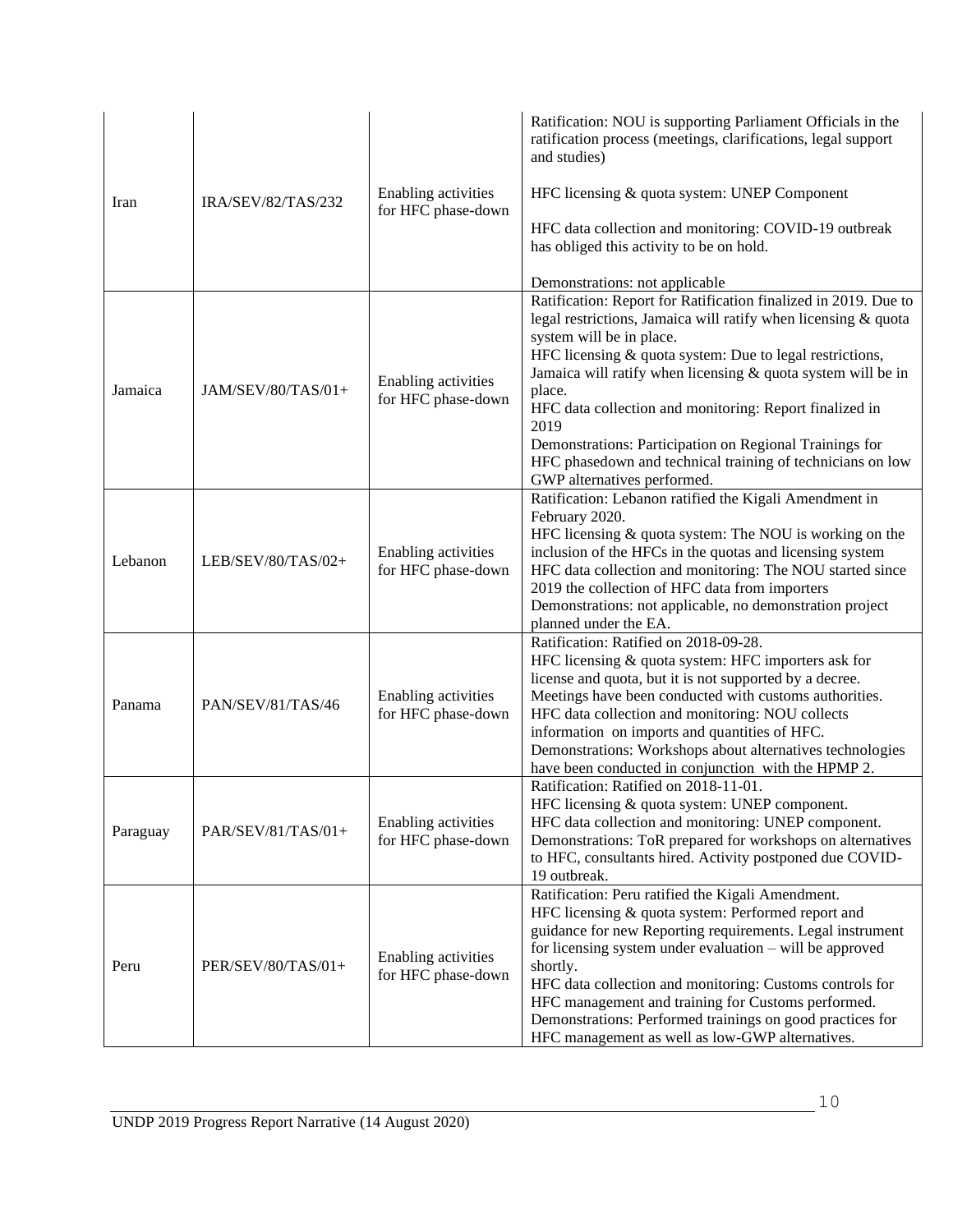| | | | |
|---|---|---|---|
| Iran | IRA/SEV/82/TAS/232 | Enabling activities for HFC phase-down | Ratification: NOU is supporting Parliament Officials in the ratification process (meetings, clarifications, legal support and studies)<br><br>HFC licensing & quota system: UNEP Component<br><br>HFC data collection and monitoring: COVID-19 outbreak has obliged this activity to be on hold.<br><br>Demonstrations: not applicable |
| Jamaica | JAM/SEV/80/TAS/01+ | Enabling activities for HFC phase-down | Ratification: Report for Ratification finalized in 2019. Due to legal restrictions, Jamaica will ratify when licensing & quota system will be in place.<br>HFC licensing & quota system: Due to legal restrictions, Jamaica will ratify when licensing & quota system will be in place.<br>HFC data collection and monitoring: Report finalized in 2019<br>Demonstrations: Participation on Regional Trainings for HFC phasedown and technical training of technicians on low GWP alternatives performed. |
| Lebanon | LEB/SEV/80/TAS/02+ | Enabling activities for HFC phase-down | Ratification: Lebanon ratified the Kigali Amendment in February 2020.<br>HFC licensing & quota system: The NOU is working on the inclusion of the HFCs in the quotas and licensing system<br>HFC data collection and monitoring: The NOU started since 2019 the collection of HFC data from importers<br>Demonstrations: not applicable, no demonstration project planned under the EA. |
| Panama | PAN/SEV/81/TAS/46 | Enabling activities for HFC phase-down | Ratification: Ratified on 2018-09-28.<br>HFC licensing & quota system: HFC importers ask for license and quota, but it is not supported by a decree. Meetings have been conducted with customs authorities.<br>HFC data collection and monitoring: NOU collects information on imports and quantities of HFC.<br>Demonstrations: Workshops about alternatives technologies have been conducted in conjunction with the HPMP 2. |
| Paraguay | PAR/SEV/81/TAS/01+ | Enabling activities for HFC phase-down | Ratification: Ratified on 2018-11-01.<br>HFC licensing & quota system: UNEP component.<br>HFC data collection and monitoring: UNEP component.<br>Demonstrations: ToR prepared for workshops on alternatives to HFC, consultants hired. Activity postponed due COVID-19 outbreak. |
| Peru | PER/SEV/80/TAS/01+ | Enabling activities for HFC phase-down | Ratification: Peru ratified the Kigali Amendment.<br>HFC licensing & quota system: Performed report and guidance for new Reporting requirements. Legal instrument for licensing system under evaluation – will be approved shortly.<br>HFC data collection and monitoring: Customs controls for HFC management and training for Customs performed.<br>Demonstrations: Performed trainings on good practices for HFC management as well as low-GWP alternatives. |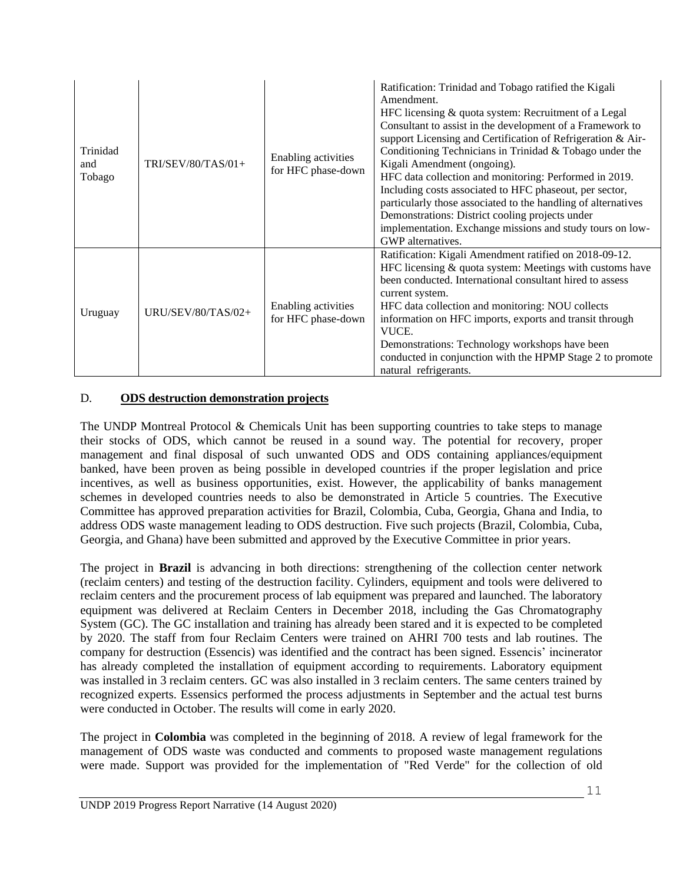| Trinidad and Tobago | TRI/SEV/80/TAS/01+ | Enabling activities for HFC phase-down | Ratification: Trinidad and Tobago ratified the Kigali Amendment.<br>HFC licensing & quota system: Recruitment of a Legal Consultant to assist in the development of a Framework to support Licensing and Certification of Refrigeration & Air-Conditioning Technicians in Trinidad & Tobago under the Kigali Amendment (ongoing).<br>HFC data collection and monitoring: Performed in 2019. Including costs associated to HFC phaseout, per sector, particularly those associated to the handling of alternatives<br>Demonstrations: District cooling projects under implementation. Exchange missions and study tours on low-GWP alternatives. |
|---|---|---|---|
| Uruguay | URU/SEV/80/TAS/02+ | Enabling activities for HFC phase-down | Ratification: Kigali Amendment ratified on 2018-09-12.<br>HFC licensing & quota system: Meetings with customs have been conducted. International consultant hired to assess current system.<br>HFC data collection and monitoring: NOU collects information on HFC imports, exports and transit through VUCE.<br>Demonstrations: Technology workshops have been conducted in conjunction with the HPMP Stage 2 to promote natural refrigerants. |

## D. ODS destruction demonstration projects

The UNDP Montreal Protocol & Chemicals Unit has been supporting countries to take steps to manage their stocks of ODS, which cannot be reused in a sound way. The potential for recovery, proper management and final disposal of such unwanted ODS and ODS containing appliances/equipment banked, have been proven as being possible in developed countries if the proper legislation and price incentives, as well as business opportunities, exist. However, the applicability of banks management schemes in developed countries needs to also be demonstrated in Article 5 countries. The Executive Committee has approved preparation activities for Brazil, Colombia, Cuba, Georgia, Ghana and India, to address ODS waste management leading to ODS destruction. Five such projects (Brazil, Colombia, Cuba, Georgia, and Ghana) have been submitted and approved by the Executive Committee in prior years.

The project in **Brazil** is advancing in both directions: strengthening of the collection center network (reclaim centers) and testing of the destruction facility. Cylinders, equipment and tools were delivered to reclaim centers and the procurement process of lab equipment was prepared and launched. The laboratory equipment was delivered at Reclaim Centers in December 2018, including the Gas Chromatography System (GC). The GC installation and training has already been stared and it is expected to be completed by 2020. The staff from four Reclaim Centers were trained on AHRI 700 tests and lab routines. The company for destruction (Essencis) was identified and the contract has been signed. Essencis' incinerator has already completed the installation of equipment according to requirements. Laboratory equipment was installed in 3 reclaim centers. GC was also installed in 3 reclaim centers. The same centers trained by recognized experts. Essensics performed the process adjustments in September and the actual test burns were conducted in October. The results will come in early 2020.

The project in **Colombia** was completed in the beginning of 2018. A review of legal framework for the management of ODS waste was conducted and comments to proposed waste management regulations were made. Support was provided for the implementation of "Red Verde" for the collection of old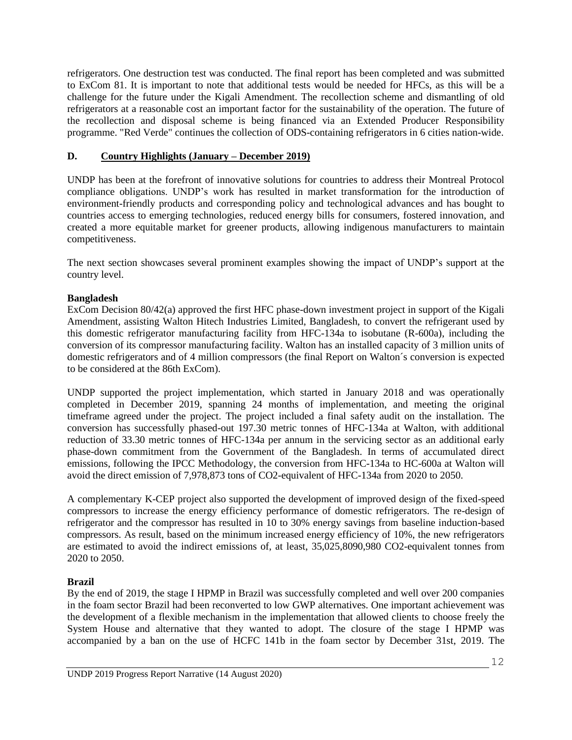refrigerators. One destruction test was conducted. The final report has been completed and was submitted to ExCom 81. It is important to note that additional tests would be needed for HFCs, as this will be a challenge for the future under the Kigali Amendment. The recollection scheme and dismantling of old refrigerators at a reasonable cost an important factor for the sustainability of the operation. The future of the recollection and disposal scheme is being financed via an Extended Producer Responsibility programme. "Red Verde" continues the collection of ODS-containing refrigerators in 6 cities nation-wide.

## D. Country Highlights (January – December 2019)

UNDP has been at the forefront of innovative solutions for countries to address their Montreal Protocol compliance obligations. UNDP's work has resulted in market transformation for the introduction of environment-friendly products and corresponding policy and technological advances and has bought to countries access to emerging technologies, reduced energy bills for consumers, fostered innovation, and created a more equitable market for greener products, allowing indigenous manufacturers to maintain competitiveness.

The next section showcases several prominent examples showing the impact of UNDP's support at the country level.

**Bangladesh**

ExCom Decision 80/42(a) approved the first HFC phase-down investment project in support of the Kigali Amendment, assisting Walton Hitech Industries Limited, Bangladesh, to convert the refrigerant used by this domestic refrigerator manufacturing facility from HFC-134a to isobutane (R-600a), including the conversion of its compressor manufacturing facility. Walton has an installed capacity of 3 million units of domestic refrigerators and of 4 million compressors (the final Report on Walton´s conversion is expected to be considered at the 86th ExCom).

UNDP supported the project implementation, which started in January 2018 and was operationally completed in December 2019, spanning 24 months of implementation, and meeting the original timeframe agreed under the project. The project included a final safety audit on the installation. The conversion has successfully phased-out 197.30 metric tonnes of HFC-134a at Walton, with additional reduction of 33.30 metric tonnes of HFC-134a per annum in the servicing sector as an additional early phase-down commitment from the Government of the Bangladesh. In terms of accumulated direct emissions, following the IPCC Methodology, the conversion from HFC-134a to HC-600a at Walton will avoid the direct emission of 7,978,873 tons of CO2-equivalent of HFC-134a from 2020 to 2050.

A complementary K-CEP project also supported the development of improved design of the fixed-speed compressors to increase the energy efficiency performance of domestic refrigerators. The re-design of refrigerator and the compressor has resulted in 10 to 30% energy savings from baseline induction-based compressors. As result, based on the minimum increased energy efficiency of 10%, the new refrigerators are estimated to avoid the indirect emissions of, at least, 35,025,8090,980 CO2-equivalent tonnes from 2020 to 2050.

**Brazil**

By the end of 2019, the stage I HPMP in Brazil was successfully completed and well over 200 companies in the foam sector Brazil had been reconverted to low GWP alternatives. One important achievement was the development of a flexible mechanism in the implementation that allowed clients to choose freely the System House and alternative that they wanted to adopt. The closure of the stage I HPMP was accompanied by a ban on the use of HCFC 141b in the foam sector by December 31st, 2019. The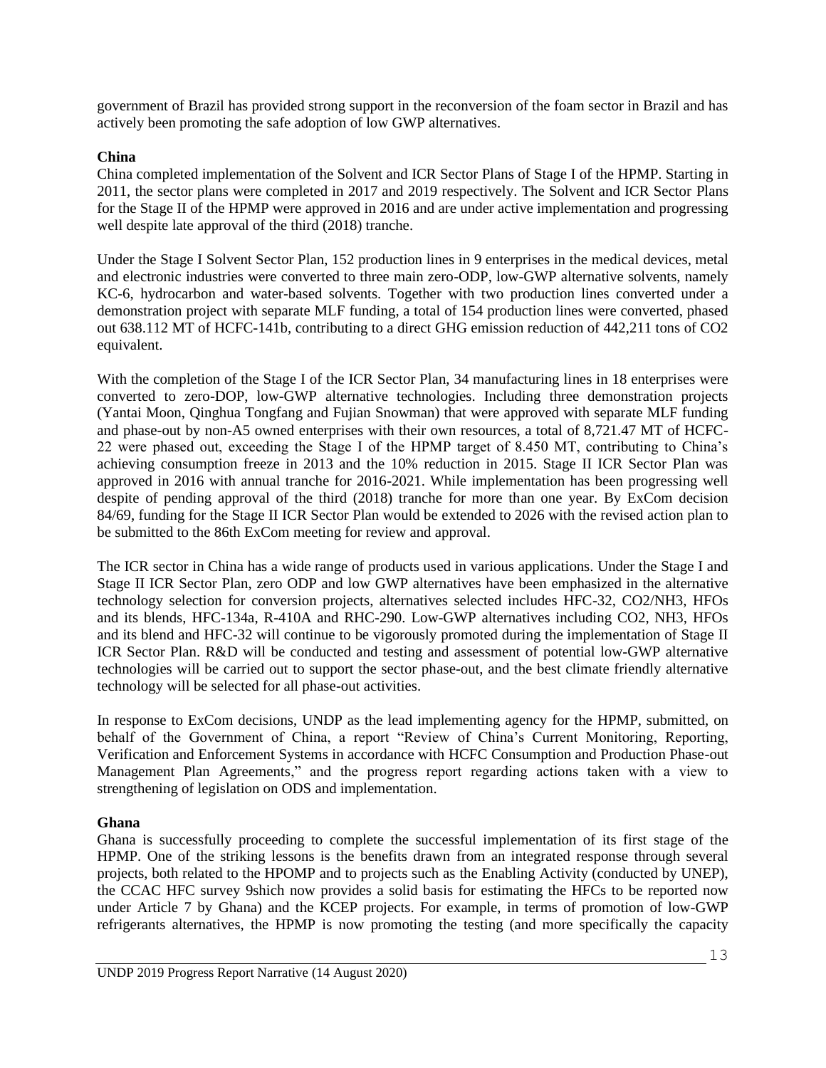government of Brazil has provided strong support in the reconversion of the foam sector in Brazil and has actively been promoting the safe adoption of low GWP alternatives.

**China**

China completed implementation of the Solvent and ICR Sector Plans of Stage I of the HPMP. Starting in 2011, the sector plans were completed in 2017 and 2019 respectively. The Solvent and ICR Sector Plans for the Stage II of the HPMP were approved in 2016 and are under active implementation and progressing well despite late approval of the third (2018) tranche.

Under the Stage I Solvent Sector Plan, 152 production lines in 9 enterprises in the medical devices, metal and electronic industries were converted to three main zero-ODP, low-GWP alternative solvents, namely KC-6, hydrocarbon and water-based solvents. Together with two production lines converted under a demonstration project with separate MLF funding, a total of 154 production lines were converted, phased out 638.112 MT of HCFC-141b, contributing to a direct GHG emission reduction of 442,211 tons of CO2 equivalent.

With the completion of the Stage I of the ICR Sector Plan, 34 manufacturing lines in 18 enterprises were converted to zero-DOP, low-GWP alternative technologies. Including three demonstration projects (Yantai Moon, Qinghua Tongfang and Fujian Snowman) that were approved with separate MLF funding and phase-out by non-A5 owned enterprises with their own resources, a total of 8,721.47 MT of HCFC-22 were phased out, exceeding the Stage I of the HPMP target of 8.450 MT, contributing to China's achieving consumption freeze in 2013 and the 10% reduction in 2015. Stage II ICR Sector Plan was approved in 2016 with annual tranche for 2016-2021. While implementation has been progressing well despite of pending approval of the third (2018) tranche for more than one year. By ExCom decision 84/69, funding for the Stage II ICR Sector Plan would be extended to 2026 with the revised action plan to be submitted to the 86th ExCom meeting for review and approval.

The ICR sector in China has a wide range of products used in various applications. Under the Stage I and Stage II ICR Sector Plan, zero ODP and low GWP alternatives have been emphasized in the alternative technology selection for conversion projects, alternatives selected includes HFC-32, CO2/NH3, HFOs and its blends, HFC-134a, R-410A and RHC-290. Low-GWP alternatives including CO2, NH3, HFOs and its blend and HFC-32 will continue to be vigorously promoted during the implementation of Stage II ICR Sector Plan. R&D will be conducted and testing and assessment of potential low-GWP alternative technologies will be carried out to support the sector phase-out, and the best climate friendly alternative technology will be selected for all phase-out activities.

In response to ExCom decisions, UNDP as the lead implementing agency for the HPMP, submitted, on behalf of the Government of China, a report "Review of China's Current Monitoring, Reporting, Verification and Enforcement Systems in accordance with HCFC Consumption and Production Phase-out Management Plan Agreements," and the progress report regarding actions taken with a view to strengthening of legislation on ODS and implementation.

**Ghana**

Ghana is successfully proceeding to complete the successful implementation of its first stage of the HPMP. One of the striking lessons is the benefits drawn from an integrated response through several projects, both related to the HPOMP and to projects such as the Enabling Activity (conducted by UNEP), the CCAC HFC survey 9shich now provides a solid basis for estimating the HFCs to be reported now under Article 7 by Ghana) and the KCEP projects. For example, in terms of promotion of low-GWP refrigerants alternatives, the HPMP is now promoting the testing (and more specifically the capacity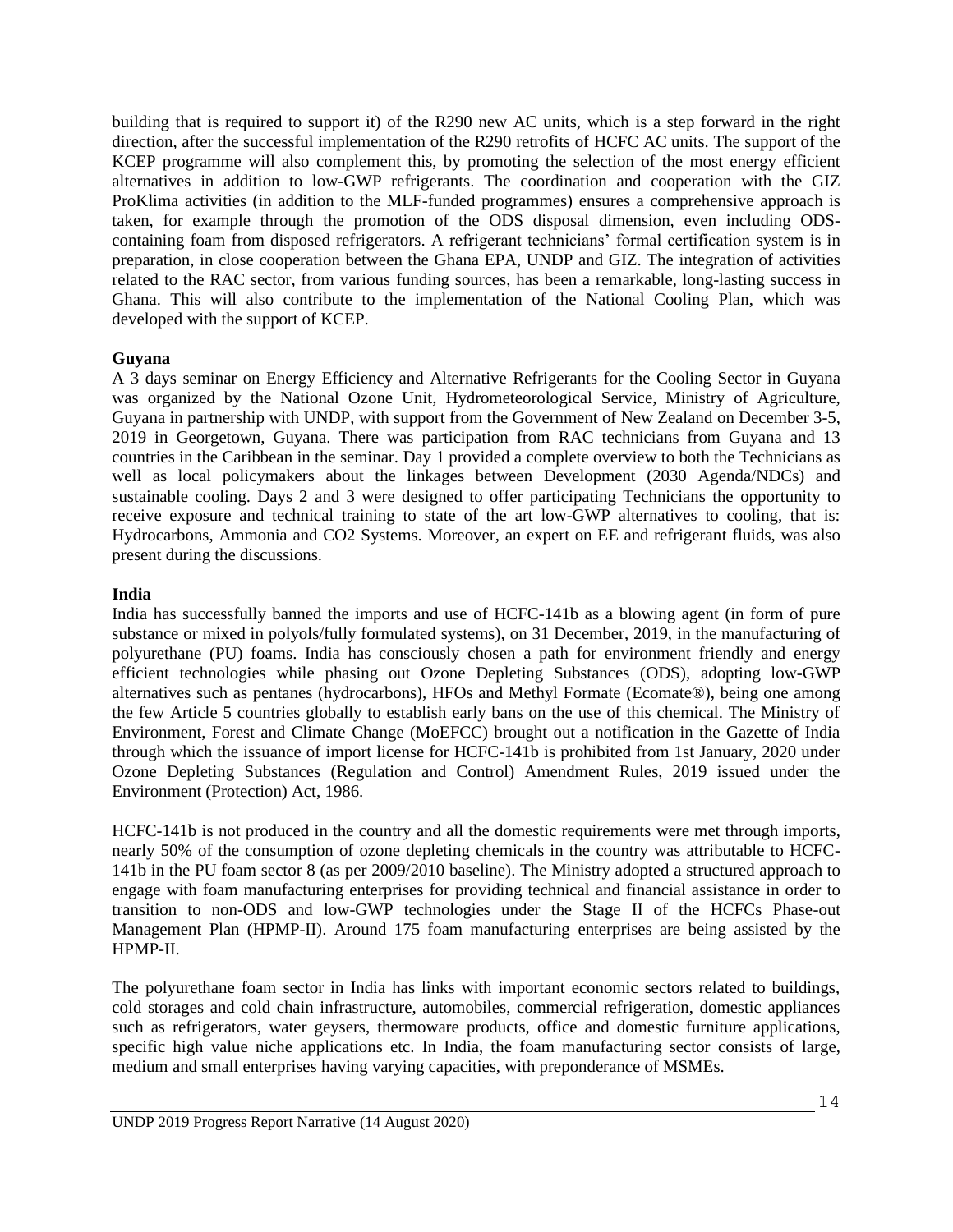building that is required to support it) of the R290 new AC units, which is a step forward in the right direction, after the successful implementation of the R290 retrofits of HCFC AC units. The support of the KCEP programme will also complement this, by promoting the selection of the most energy efficient alternatives in addition to low-GWP refrigerants. The coordination and cooperation with the GIZ ProKlima activities (in addition to the MLF-funded programmes) ensures a comprehensive approach is taken, for example through the promotion of the ODS disposal dimension, even including ODS-containing foam from disposed refrigerators. A refrigerant technicians' formal certification system is in preparation, in close cooperation between the Ghana EPA, UNDP and GIZ. The integration of activities related to the RAC sector, from various funding sources, has been a remarkable, long-lasting success in Ghana. This will also contribute to the implementation of the National Cooling Plan, which was developed with the support of KCEP.

**Guyana**

A 3 days seminar on Energy Efficiency and Alternative Refrigerants for the Cooling Sector in Guyana was organized by the National Ozone Unit, Hydrometeorological Service, Ministry of Agriculture, Guyana in partnership with UNDP, with support from the Government of New Zealand on December 3-5, 2019 in Georgetown, Guyana. There was participation from RAC technicians from Guyana and 13 countries in the Caribbean in the seminar. Day 1 provided a complete overview to both the Technicians as well as local policymakers about the linkages between Development (2030 Agenda/NDCs) and sustainable cooling. Days 2 and 3 were designed to offer participating Technicians the opportunity to receive exposure and technical training to state of the art low-GWP alternatives to cooling, that is: Hydrocarbons, Ammonia and CO2 Systems. Moreover, an expert on EE and refrigerant fluids, was also present during the discussions.

**India**

India has successfully banned the imports and use of HCFC-141b as a blowing agent (in form of pure substance or mixed in polyols/fully formulated systems), on 31 December, 2019, in the manufacturing of polyurethane (PU) foams. India has consciously chosen a path for environment friendly and energy efficient technologies while phasing out Ozone Depleting Substances (ODS), adopting low-GWP alternatives such as pentanes (hydrocarbons), HFOs and Methyl Formate (Ecomate®), being one among the few Article 5 countries globally to establish early bans on the use of this chemical. The Ministry of Environment, Forest and Climate Change (MoEFCC) brought out a notification in the Gazette of India through which the issuance of import license for HCFC-141b is prohibited from 1st January, 2020 under Ozone Depleting Substances (Regulation and Control) Amendment Rules, 2019 issued under the Environment (Protection) Act, 1986.

HCFC-141b is not produced in the country and all the domestic requirements were met through imports, nearly 50% of the consumption of ozone depleting chemicals in the country was attributable to HCFC-141b in the PU foam sector 8 (as per 2009/2010 baseline). The Ministry adopted a structured approach to engage with foam manufacturing enterprises for providing technical and financial assistance in order to transition to non-ODS and low-GWP technologies under the Stage II of the HCFCs Phase-out Management Plan (HPMP-II). Around 175 foam manufacturing enterprises are being assisted by the HPMP-II.

The polyurethane foam sector in India has links with important economic sectors related to buildings, cold storages and cold chain infrastructure, automobiles, commercial refrigeration, domestic appliances such as refrigerators, water geysers, thermoware products, office and domestic furniture applications, specific high value niche applications etc. In India, the foam manufacturing sector consists of large, medium and small enterprises having varying capacities, with preponderance of MSMEs.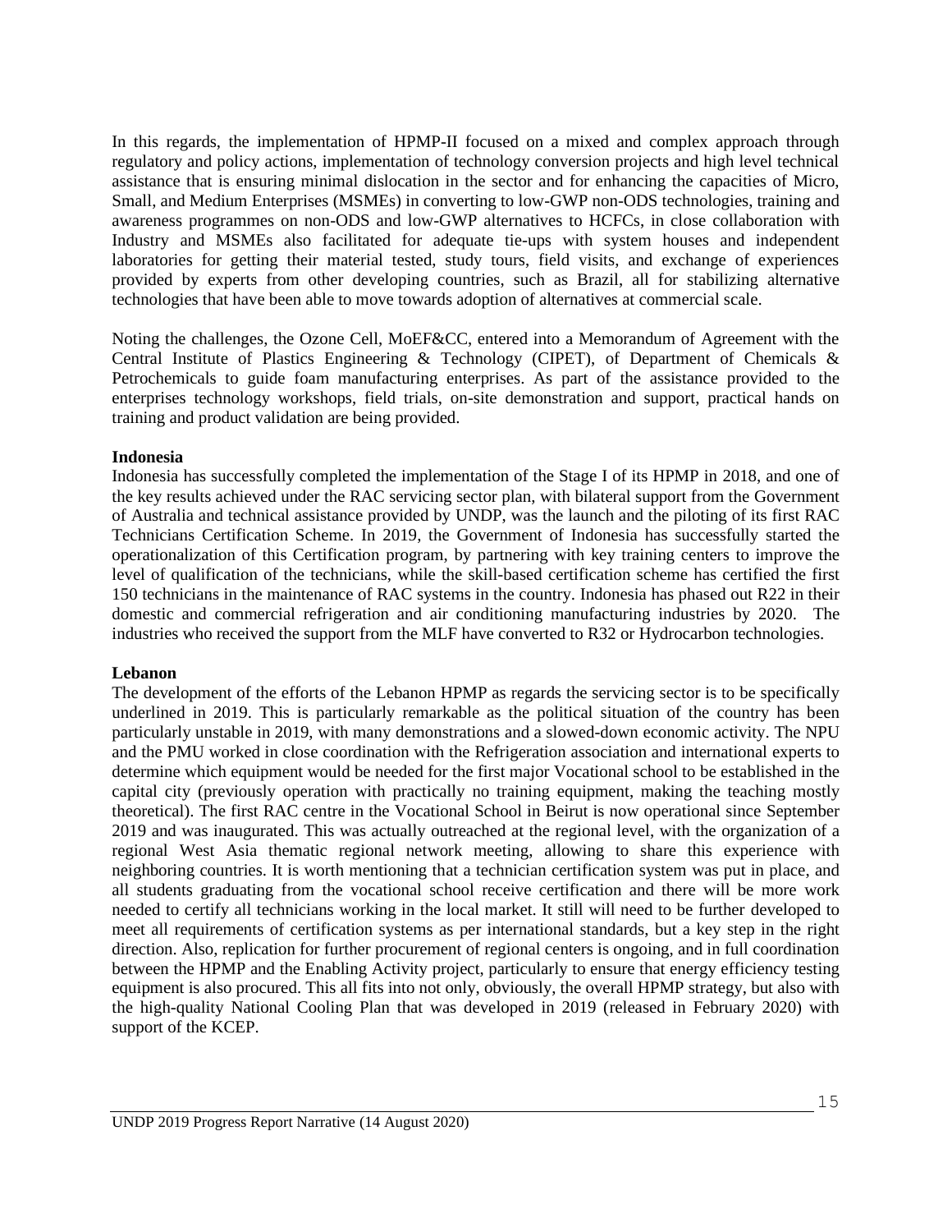In this regards, the implementation of HPMP-II focused on a mixed and complex approach through regulatory and policy actions, implementation of technology conversion projects and high level technical assistance that is ensuring minimal dislocation in the sector and for enhancing the capacities of Micro, Small, and Medium Enterprises (MSMEs) in converting to low-GWP non-ODS technologies, training and awareness programmes on non-ODS and low-GWP alternatives to HCFCs, in close collaboration with Industry and MSMEs also facilitated for adequate tie-ups with system houses and independent laboratories for getting their material tested, study tours, field visits, and exchange of experiences provided by experts from other developing countries, such as Brazil, all for stabilizing alternative technologies that have been able to move towards adoption of alternatives at commercial scale.

Noting the challenges, the Ozone Cell, MoEF&CC, entered into a Memorandum of Agreement with the Central Institute of Plastics Engineering & Technology (CIPET), of Department of Chemicals & Petrochemicals to guide foam manufacturing enterprises. As part of the assistance provided to the enterprises technology workshops, field trials, on-site demonstration and support, practical hands on training and product validation are being provided.

**Indonesia**

Indonesia has successfully completed the implementation of the Stage I of its HPMP in 2018, and one of the key results achieved under the RAC servicing sector plan, with bilateral support from the Government of Australia and technical assistance provided by UNDP, was the launch and the piloting of its first RAC Technicians Certification Scheme. In 2019, the Government of Indonesia has successfully started the operationalization of this Certification program, by partnering with key training centers to improve the level of qualification of the technicians, while the skill-based certification scheme has certified the first 150 technicians in the maintenance of RAC systems in the country. Indonesia has phased out R22 in their domestic and commercial refrigeration and air conditioning manufacturing industries by 2020. The industries who received the support from the MLF have converted to R32 or Hydrocarbon technologies.

**Lebanon**

The development of the efforts of the Lebanon HPMP as regards the servicing sector is to be specifically underlined in 2019. This is particularly remarkable as the political situation of the country has been particularly unstable in 2019, with many demonstrations and a slowed-down economic activity. The NPU and the PMU worked in close coordination with the Refrigeration association and international experts to determine which equipment would be needed for the first major Vocational school to be established in the capital city (previously operation with practically no training equipment, making the teaching mostly theoretical). The first RAC centre in the Vocational School in Beirut is now operational since September 2019 and was inaugurated. This was actually outreached at the regional level, with the organization of a regional West Asia thematic regional network meeting, allowing to share this experience with neighboring countries. It is worth mentioning that a technician certification system was put in place, and all students graduating from the vocational school receive certification and there will be more work needed to certify all technicians working in the local market. It still will need to be further developed to meet all requirements of certification systems as per international standards, but a key step in the right direction. Also, replication for further procurement of regional centers is ongoing, and in full coordination between the HPMP and the Enabling Activity project, particularly to ensure that energy efficiency testing equipment is also procured. This all fits into not only, obviously, the overall HPMP strategy, but also with the high-quality National Cooling Plan that was developed in 2019 (released in February 2020) with support of the KCEP.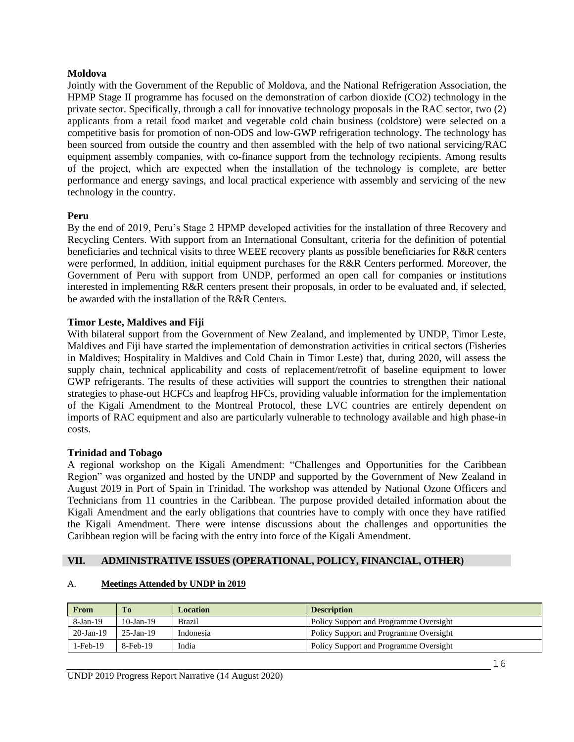**Moldova**

Jointly with the Government of the Republic of Moldova, and the National Refrigeration Association, the HPMP Stage II programme has focused on the demonstration of carbon dioxide ($CO_2$) technology in the private sector. Specifically, through a call for innovative technology proposals in the RAC sector, two (2) applicants from a retail food market and vegetable cold chain business (coldstore) were selected on a competitive basis for promotion of non-ODS and low-GWP refrigeration technology. The technology has been sourced from outside the country and then assembled with the help of two national servicing/RAC equipment assembly companies, with co-finance support from the technology recipients. Among results of the project, which are expected when the installation of the technology is complete, are better performance and energy savings, and local practical experience with assembly and servicing of the new technology in the country.

**Peru**

By the end of 2019, Peru's Stage 2 HPMP developed activities for the installation of three Recovery and Recycling Centers. With support from an International Consultant, criteria for the definition of potential beneficiaries and technical visits to three WEEE recovery plants as possible beneficiaries for R&R centers were performed, In addition, initial equipment purchases for the R&R Centers performed. Moreover, the Government of Peru with support from UNDP, performed an open call for companies or institutions interested in implementing R&R centers present their proposals, in order to be evaluated and, if selected, be awarded with the installation of the R&R Centers.

**Timor Leste, Maldives and Fiji**

With bilateral support from the Government of New Zealand, and implemented by UNDP, Timor Leste, Maldives and Fiji have started the implementation of demonstration activities in critical sectors (Fisheries in Maldives; Hospitality in Maldives and Cold Chain in Timor Leste) that, during 2020, will assess the supply chain, technical applicability and costs of replacement/retrofit of baseline equipment to lower GWP refrigerants. The results of these activities will support the countries to strengthen their national strategies to phase-out HCFCs and leapfrog HFCs, providing valuable information for the implementation of the Kigali Amendment to the Montreal Protocol, these LVC countries are entirely dependent on imports of RAC equipment and also are particularly vulnerable to technology available and high phase-in costs.

**Trinidad and Tobago**

A regional workshop on the Kigali Amendment: "Challenges and Opportunities for the Caribbean Region" was organized and hosted by the UNDP and supported by the Government of New Zealand in August 2019 in Port of Spain in Trinidad. The workshop was attended by National Ozone Officers and Technicians from 11 countries in the Caribbean. The purpose provided detailed information about the Kigali Amendment and the early obligations that countries have to comply with once they have ratified the Kigali Amendment. There were intense discussions about the challenges and opportunities the Caribbean region will be facing with the entry into force of the Kigali Amendment.

## VII. ADMINISTRATIVE ISSUES (OPERATIONAL, POLICY, FINANCIAL, OTHER)

### A. Meetings Attended by UNDP in 2019

| From | To | Location | Description |
|---|---|---|---|
| 8-Jan-19 | 10-Jan-19 | Brazil | Policy Support and Programme Oversight |
| 20-Jan-19 | 25-Jan-19 | Indonesia | Policy Support and Programme Oversight |
| 1-Feb-19 | 8-Feb-19 | India | Policy Support and Programme Oversight |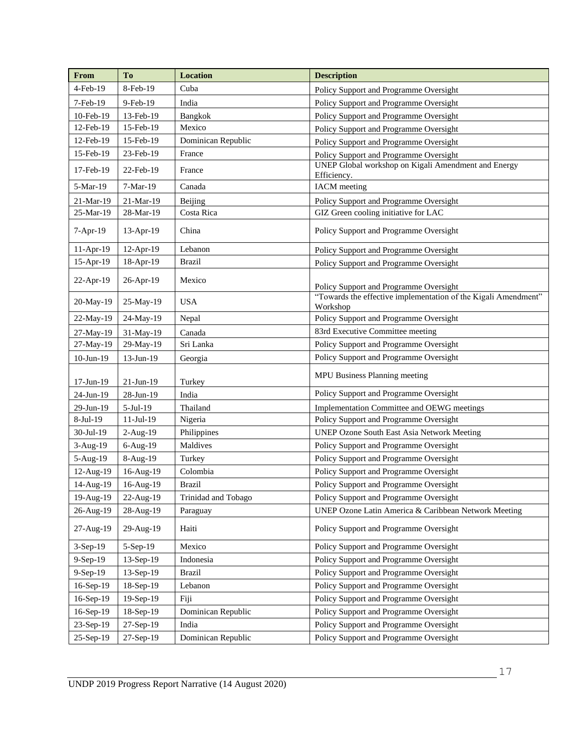| From | To | Location | Description |
|---|---|---|---|
| 4-Feb-19 | 8-Feb-19 | Cuba | Policy Support and Programme Oversight |
| 7-Feb-19 | 9-Feb-19 | India | Policy Support and Programme Oversight |
| 10-Feb-19 | 13-Feb-19 | Bangkok | Policy Support and Programme Oversight |
| 12-Feb-19 | 15-Feb-19 | Mexico | Policy Support and Programme Oversight |
| 12-Feb-19 | 15-Feb-19 | Dominican Republic | Policy Support and Programme Oversight |
| 15-Feb-19 | 23-Feb-19 | France | Policy Support and Programme Oversight |
| 17-Feb-19 | 22-Feb-19 | France | UNEP Global workshop on Kigali Amendment and Energy Efficiency. |
| 5-Mar-19 | 7-Mar-19 | Canada | IACM meeting |
| 21-Mar-19 | 21-Mar-19 | Beijing | Policy Support and Programme Oversight |
| 25-Mar-19 | 28-Mar-19 | Costa Rica | GIZ Green cooling initiative for LAC |
| 7-Apr-19 | 13-Apr-19 | China | Policy Support and Programme Oversight |
| 11-Apr-19 | 12-Apr-19 | Lebanon | Policy Support and Programme Oversight |
| 15-Apr-19 | 18-Apr-19 | Brazil | Policy Support and Programme Oversight |
| 22-Apr-19 | 26-Apr-19 | Mexico | Policy Support and Programme Oversight |
| 20-May-19 | 25-May-19 | USA | "Towards the effective implementation of the Kigali Amendment" Workshop |
| 22-May-19 | 24-May-19 | Nepal | Policy Support and Programme Oversight |
| 27-May-19 | 31-May-19 | Canada | 83rd Executive Committee meeting |
| 27-May-19 | 29-May-19 | Sri Lanka | Policy Support and Programme Oversight |
| 10-Jun-19 | 13-Jun-19 | Georgia | Policy Support and Programme Oversight |
| 17-Jun-19 | 21-Jun-19 | Turkey | MPU Business Planning meeting |
| 24-Jun-19 | 28-Jun-19 | India | Policy Support and Programme Oversight |
| 29-Jun-19 | 5-Jul-19 | Thailand | Implementation Committee and OEWG meetings |
| 8-Jul-19 | 11-Jul-19 | Nigeria | Policy Support and Programme Oversight |
| 30-Jul-19 | 2-Aug-19 | Philippines | UNEP Ozone South East Asia Network Meeting |
| 3-Aug-19 | 6-Aug-19 | Maldives | Policy Support and Programme Oversight |
| 5-Aug-19 | 8-Aug-19 | Turkey | Policy Support and Programme Oversight |
| 12-Aug-19 | 16-Aug-19 | Colombia | Policy Support and Programme Oversight |
| 14-Aug-19 | 16-Aug-19 | Brazil | Policy Support and Programme Oversight |
| 19-Aug-19 | 22-Aug-19 | Trinidad and Tobago | Policy Support and Programme Oversight |
| 26-Aug-19 | 28-Aug-19 | Paraguay | UNEP Ozone Latin America & Caribbean Network Meeting |
| 27-Aug-19 | 29-Aug-19 | Haiti | Policy Support and Programme Oversight |
| 3-Sep-19 | 5-Sep-19 | Mexico | Policy Support and Programme Oversight |
| 9-Sep-19 | 13-Sep-19 | Indonesia | Policy Support and Programme Oversight |
| 9-Sep-19 | 13-Sep-19 | Brazil | Policy Support and Programme Oversight |
| 16-Sep-19 | 18-Sep-19 | Lebanon | Policy Support and Programme Oversight |
| 16-Sep-19 | 19-Sep-19 | Fiji | Policy Support and Programme Oversight |
| 16-Sep-19 | 18-Sep-19 | Dominican Republic | Policy Support and Programme Oversight |
| 23-Sep-19 | 27-Sep-19 | India | Policy Support and Programme Oversight |
| 25-Sep-19 | 27-Sep-19 | Dominican Republic | Policy Support and Programme Oversight |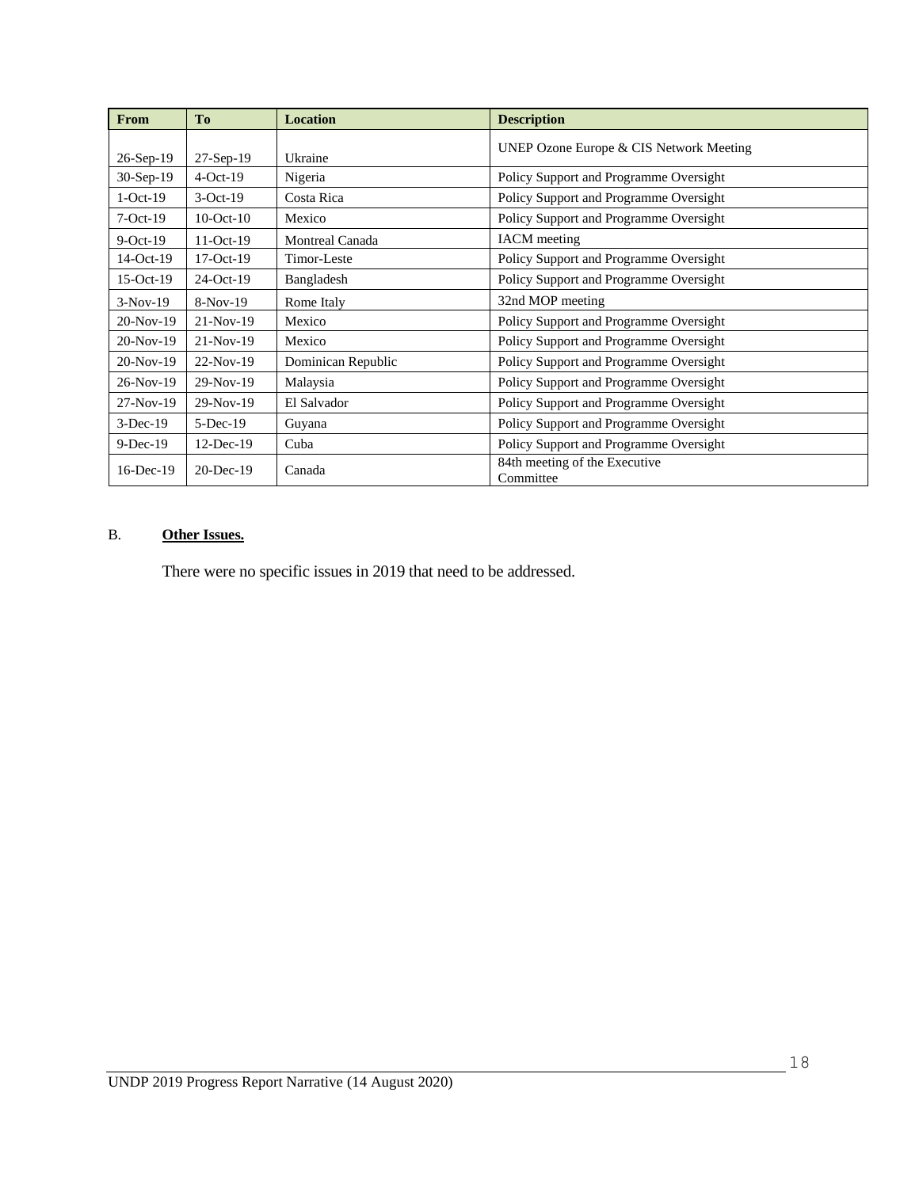| From | To | Location | Description |
|---|---|---|---|
| 26-Sep-19 | 27-Sep-19 | Ukraine | UNEP Ozone Europe & CIS Network Meeting |
| 30-Sep-19 | 4-Oct-19 | Nigeria | Policy Support and Programme Oversight |
| 1-Oct-19 | 3-Oct-19 | Costa Rica | Policy Support and Programme Oversight |
| 7-Oct-19 | 10-Oct-10 | Mexico | Policy Support and Programme Oversight |
| 9-Oct-19 | 11-Oct-19 | Montreal Canada | IACM meeting |
| 14-Oct-19 | 17-Oct-19 | Timor-Leste | Policy Support and Programme Oversight |
| 15-Oct-19 | 24-Oct-19 | Bangladesh | Policy Support and Programme Oversight |
| 3-Nov-19 | 8-Nov-19 | Rome Italy | 32nd MOP meeting |
| 20-Nov-19 | 21-Nov-19 | Mexico | Policy Support and Programme Oversight |
| 20-Nov-19 | 21-Nov-19 | Mexico | Policy Support and Programme Oversight |
| 20-Nov-19 | 22-Nov-19 | Dominican Republic | Policy Support and Programme Oversight |
| 26-Nov-19 | 29-Nov-19 | Malaysia | Policy Support and Programme Oversight |
| 27-Nov-19 | 29-Nov-19 | El Salvador | Policy Support and Programme Oversight |
| 3-Dec-19 | 5-Dec-19 | Guyana | Policy Support and Programme Oversight |
| 9-Dec-19 | 12-Dec-19 | Cuba | Policy Support and Programme Oversight |
| 16-Dec-19 | 20-Dec-19 | Canada | 84th meeting of the Executive Committee |

B. **Other Issues.**

There were no specific issues in 2019 that need to be addressed.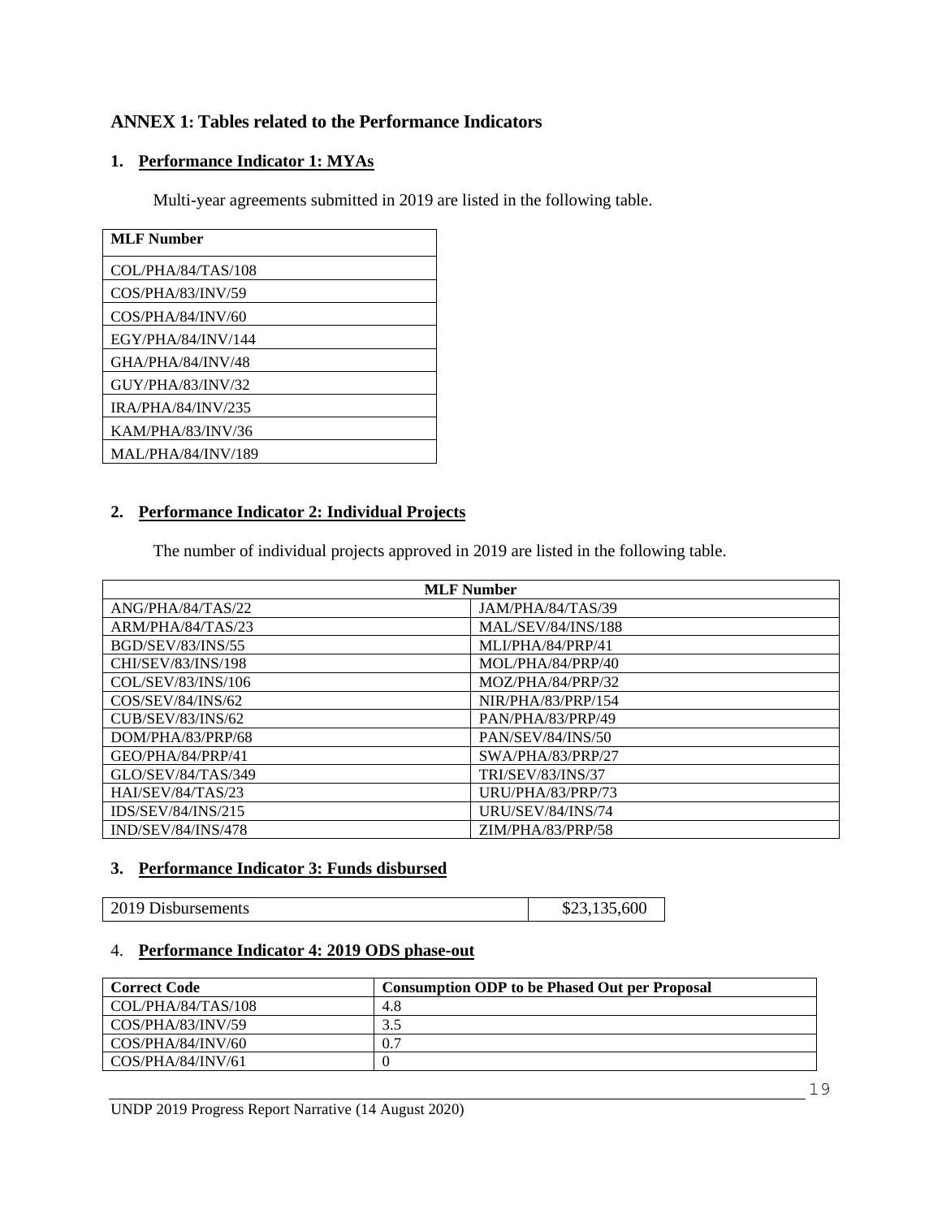## ANNEX 1: Tables related to the Performance Indicators

### 1. Performance Indicator 1: MYAs

Multi-year agreements submitted in 2019 are listed in the following table.

| MLF Number |
|---|
| COL/PHA/84/TAS/108 |
| COS/PHA/83/INV/59 |
| COS/PHA/84/INV/60 |
| EGY/PHA/84/INV/144 |
| GHA/PHA/84/INV/48 |
| GUY/PHA/83/INV/32 |
| IRA/PHA/84/INV/235 |
| KAM/PHA/83/INV/36 |
| MAL/PHA/84/INV/189 |

### 2. Performance Indicator 2: Individual Projects

The number of individual projects approved in 2019 are listed in the following table.

| MLF Number | |
|---|---|
| ANG/PHA/84/TAS/22 | JAM/PHA/84/TAS/39 |
| ARM/PHA/84/TAS/23 | MAL/SEV/84/INS/188 |
| BGD/SEV/83/INS/55 | MLI/PHA/84/PRP/41 |
| CHI/SEV/83/INS/198 | MOL/PHA/84/PRP/40 |
| COL/SEV/83/INS/106 | MOZ/PHA/84/PRP/32 |
| COS/SEV/84/INS/62 | NIR/PHA/83/PRP/154 |
| CUB/SEV/83/INS/62 | PAN/PHA/83/PRP/49 |
| DOM/PHA/83/PRP/68 | PAN/SEV/84/INS/50 |
| GEO/PHA/84/PRP/41 | SWA/PHA/83/PRP/27 |
| GLO/SEV/84/TAS/349 | TRI/SEV/83/INS/37 |
| HAI/SEV/84/TAS/23 | URU/PHA/83/PRP/73 |
| IDS/SEV/84/INS/215 | URU/SEV/84/INS/74 |
| IND/SEV/84/INS/478 | ZIM/PHA/83/PRP/58 |

### 3. Performance Indicator 3: Funds disbursed

| 2019 Disbursements | $23,135,600 |
|---|---|

### 4. Performance Indicator 4: 2019 ODS phase-out

| Correct Code | Consumption ODP to be Phased Out per Proposal |
|---|---|
| COL/PHA/84/TAS/108 | 4.8 |
| COS/PHA/83/INV/59 | 3.5 |
| COS/PHA/84/INV/60 | 0.7 |
| COS/PHA/84/INV/61 | 0 |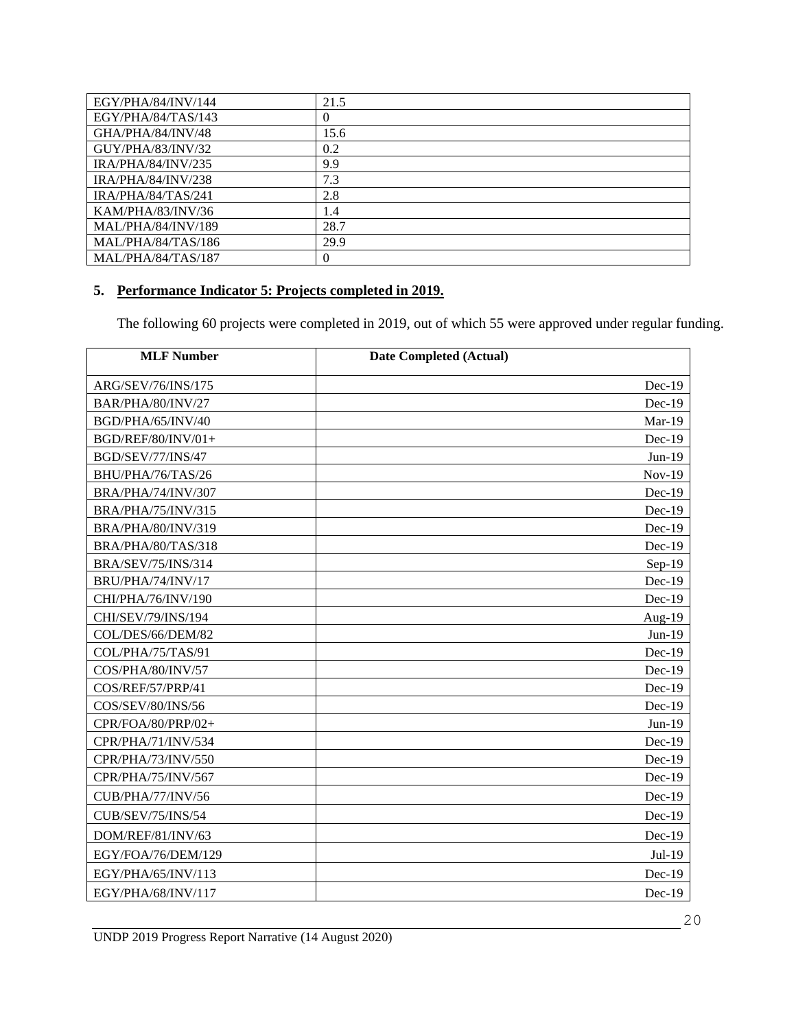| | |
|---|---|
| EGY/PHA/84/INV/144 | 21.5 |
| EGY/PHA/84/TAS/143 | 0 |
| GHA/PHA/84/INV/48 | 15.6 |
| GUY/PHA/83/INV/32 | 0.2 |
| IRA/PHA/84/INV/235 | 9.9 |
| IRA/PHA/84/INV/238 | 7.3 |
| IRA/PHA/84/TAS/241 | 2.8 |
| KAM/PHA/83/INV/36 | 1.4 |
| MAL/PHA/84/INV/189 | 28.7 |
| MAL/PHA/84/TAS/186 | 29.9 |
| MAL/PHA/84/TAS/187 | 0 |

## 5. Performance Indicator 5: Projects completed in 2019.

The following 60 projects were completed in 2019, out of which 55 were approved under regular funding.

| MLF Number | Date Completed (Actual) |
|---|---|
| ARG/SEV/76/INS/175 | Dec-19 |
| BAR/PHA/80/INV/27 | Dec-19 |
| BGD/PHA/65/INV/40 | Mar-19 |
| BGD/REF/80/INV/01+ | Dec-19 |
| BGD/SEV/77/INS/47 | Jun-19 |
| BHU/PHA/76/TAS/26 | Nov-19 |
| BRA/PHA/74/INV/307 | Dec-19 |
| BRA/PHA/75/INV/315 | Dec-19 |
| BRA/PHA/80/INV/319 | Dec-19 |
| BRA/PHA/80/TAS/318 | Dec-19 |
| BRA/SEV/75/INS/314 | Sep-19 |
| BRU/PHA/74/INV/17 | Dec-19 |
| CHI/PHA/76/INV/190 | Dec-19 |
| CHI/SEV/79/INS/194 | Aug-19 |
| COL/DES/66/DEM/82 | Jun-19 |
| COL/PHA/75/TAS/91 | Dec-19 |
| COS/PHA/80/INV/57 | Dec-19 |
| COS/REF/57/PRP/41 | Dec-19 |
| COS/SEV/80/INS/56 | Dec-19 |
| CPR/FOA/80/PRP/02+ | Jun-19 |
| CPR/PHA/71/INV/534 | Dec-19 |
| CPR/PHA/73/INV/550 | Dec-19 |
| CPR/PHA/75/INV/567 | Dec-19 |
| CUB/PHA/77/INV/56 | Dec-19 |
| CUB/SEV/75/INS/54 | Dec-19 |
| DOM/REF/81/INV/63 | Dec-19 |
| EGY/FOA/76/DEM/129 | Jul-19 |
| EGY/PHA/65/INV/113 | Dec-19 |
| EGY/PHA/68/INV/117 | Dec-19 |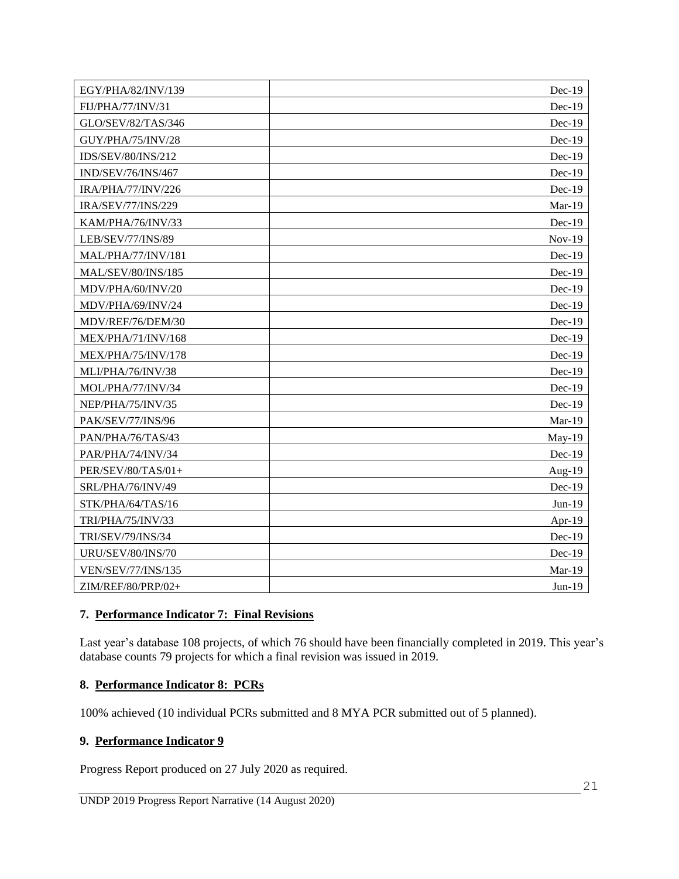| | |
|---|---|
| EGY/PHA/82/INV/139 | Dec-19 |
| FIJ/PHA/77/INV/31 | Dec-19 |
| GLO/SEV/82/TAS/346 | Dec-19 |
| GUY/PHA/75/INV/28 | Dec-19 |
| IDS/SEV/80/INS/212 | Dec-19 |
| IND/SEV/76/INS/467 | Dec-19 |
| IRA/PHA/77/INV/226 | Dec-19 |
| IRA/SEV/77/INS/229 | Mar-19 |
| KAM/PHA/76/INV/33 | Dec-19 |
| LEB/SEV/77/INS/89 | Nov-19 |
| MAL/PHA/77/INV/181 | Dec-19 |
| MAL/SEV/80/INS/185 | Dec-19 |
| MDV/PHA/60/INV/20 | Dec-19 |
| MDV/PHA/69/INV/24 | Dec-19 |
| MDV/REF/76/DEM/30 | Dec-19 |
| MEX/PHA/71/INV/168 | Dec-19 |
| MEX/PHA/75/INV/178 | Dec-19 |
| MLI/PHA/76/INV/38 | Dec-19 |
| MOL/PHA/77/INV/34 | Dec-19 |
| NEP/PHA/75/INV/35 | Dec-19 |
| PAK/SEV/77/INS/96 | Mar-19 |
| PAN/PHA/76/TAS/43 | May-19 |
| PAR/PHA/74/INV/34 | Dec-19 |
| PER/SEV/80/TAS/01+ | Aug-19 |
| SRL/PHA/76/INV/49 | Dec-19 |
| STK/PHA/64/TAS/16 | Jun-19 |
| TRI/PHA/75/INV/33 | Apr-19 |
| TRI/SEV/79/INS/34 | Dec-19 |
| URU/SEV/80/INS/70 | Dec-19 |
| VEN/SEV/77/INS/135 | Mar-19 |
| ZIM/REF/80/PRP/02+ | Jun-19 |

## 7. Performance Indicator 7: Final Revisions

Last year's database 108 projects, of which 76 should have been financially completed in 2019. This year's database counts 79 projects for which a final revision was issued in 2019.

## 8. Performance Indicator 8: PCRs

100% achieved (10 individual PCRs submitted and 8 MYA PCR submitted out of 5 planned).

## 9. Performance Indicator 9

Progress Report produced on 27 July 2020 as required.